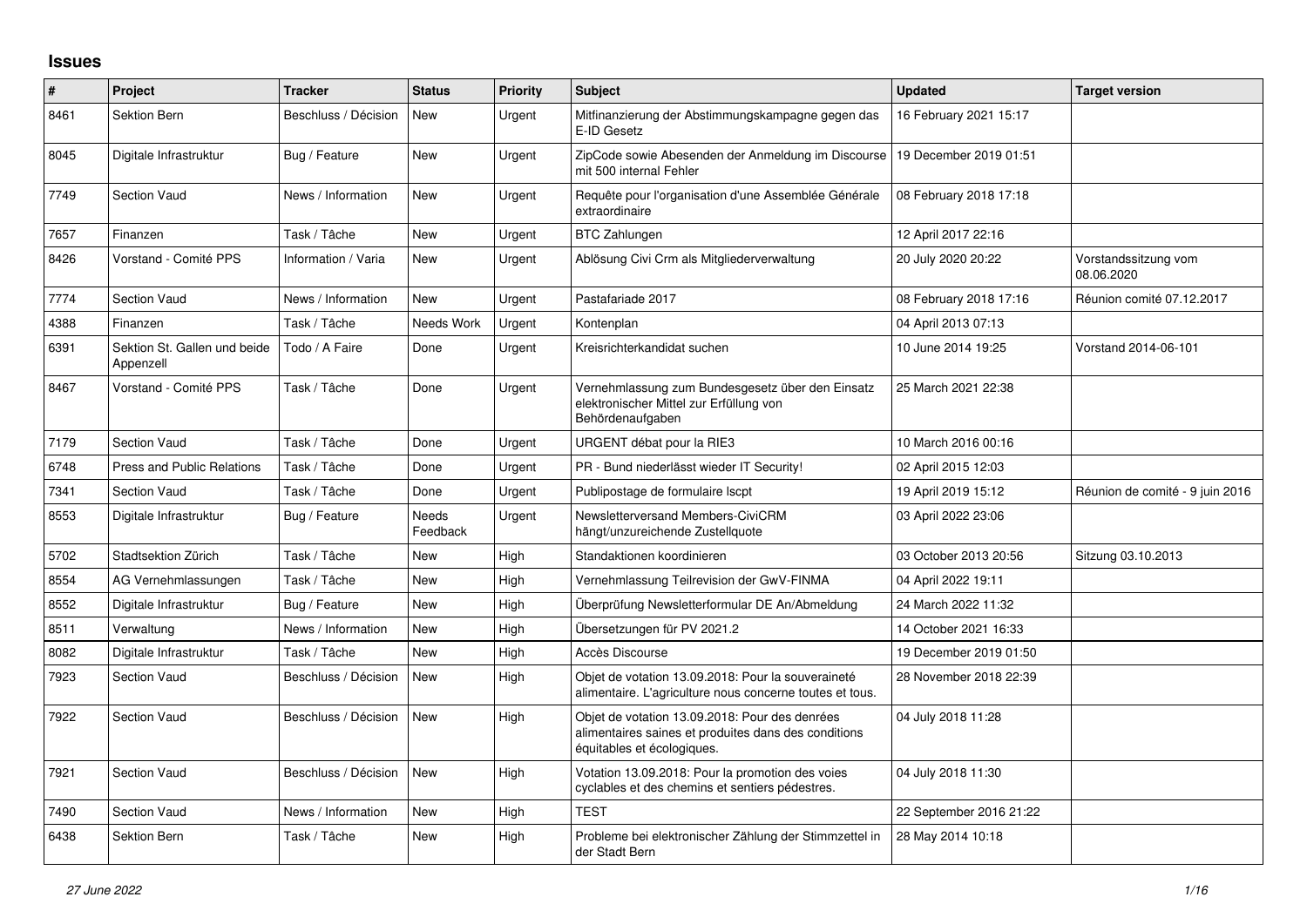# Issues

| # | Project | Tracker | Status | Priority | Subject | Updated | Target version |
|---|---|---|---|---|---|---|---|
| 8461 | Sektion Bern | Beschluss / Décision | New | Urgent | Mitfinanzierung der Abstimmungskampagne gegen das E-ID Gesetz | 16 February 2021 15:17 | |
| 8045 | Digitale Infrastruktur | Bug / Feature | New | Urgent | ZipCode sowie Absenden der Anmeldung im Discourse mit 500 internal Fehler | 19 December 2019 01:51 | |
| 7749 | Section Vaud | News / Information | New | Urgent | Requête pour l'organisation d'une Assemblée Générale extraordinaire | 08 February 2018 17:18 | |
| 7657 | Finanzen | Task / Tâche | New | Urgent | BTC Zahlungen | 12 April 2017 22:16 | |
| 8426 | Vorstand - Comité PPS | Information / Varia | New | Urgent | Ablösung Civi Crm als Mitgliederverwaltung | 20 July 2020 20:22 | Vorstandssitzung vom 08.06.2020 |
| 7774 | Section Vaud | News / Information | New | Urgent | Pastafariade 2017 | 08 February 2018 17:16 | Réunion comité 07.12.2017 |
| 4388 | Finanzen | Task / Tâche | Needs Work | Urgent | Kontenplan | 04 April 2013 07:13 | |
| 6391 | Sektion St. Gallen und beide Appenzell | Todo / A Faire | Done | Urgent | Kreisrichterkandidat suchen | 10 June 2014 19:25 | Vorstand 2014-06-101 |
| 8467 | Vorstand - Comité PPS | Task / Tâche | Done | Urgent | Vernehmlassung zum Bundesgesetz über den Einsatz elektronischer Mittel zur Erfüllung von Behördenaufgaben | 25 March 2021 22:38 | |
| 7179 | Section Vaud | Task / Tâche | Done | Urgent | URGENT débat pour la RIE3 | 10 March 2016 00:16 | |
| 6748 | Press and Public Relations | Task / Tâche | Done | Urgent | PR - Bund niederlässt wieder IT Security! | 02 April 2015 12:03 | |
| 7341 | Section Vaud | Task / Tâche | Done | Urgent | Publipostage de formulaire Iscpt | 19 April 2019 15:12 | Réunion de comité - 9 juin 2016 |
| 8553 | Digitale Infrastruktur | Bug / Feature | Needs Feedback | Urgent | Newsletterversand Members-CiviCRM hängt/unzureichende Zustellquote | 03 April 2022 23:06 | |
| 5702 | Stadtsektion Zürich | Task / Tâche | New | High | Standaktionen koordinieren | 03 October 2013 20:56 | Sitzung 03.10.2013 |
| 8554 | AG Vernehmlassungen | Task / Tâche | New | High | Vernehmlassung Teilrevision der GwV-FINMA | 04 April 2022 19:11 | |
| 8552 | Digitale Infrastruktur | Bug / Feature | New | High | Überprüfung Newsletterformular DE An/Abmeldung | 24 March 2022 11:32 | |
| 8511 | Verwaltung | News / Information | New | High | Übersetzungen für PV 2021.2 | 14 October 2021 16:33 | |
| 8082 | Digitale Infrastruktur | Task / Tâche | New | High | Accès Discourse | 19 December 2019 01:50 | |
| 7923 | Section Vaud | Beschluss / Décision | New | High | Objet de votation 13.09.2018: Pour la souveraineté alimentaire. L'agriculture nous concerne toutes et tous. | 28 November 2018 22:39 | |
| 7922 | Section Vaud | Beschluss / Décision | New | High | Objet de votation 13.09.2018: Pour des denrées alimentaires saines et produites dans des conditions équitables et écologiques. | 04 July 2018 11:28 | |
| 7921 | Section Vaud | Beschluss / Décision | New | High | Votation 13.09.2018: Pour la promotion des voies cyclables et des chemins et sentiers pédestres. | 04 July 2018 11:30 | |
| 7490 | Section Vaud | News / Information | New | High | TEST | 22 September 2016 21:22 | |
| 6438 | Sektion Bern | Task / Tâche | New | High | Probleme bei elektronischer Zählung der Stimmzettel in der Stadt Bern | 28 May 2014 10:18 | |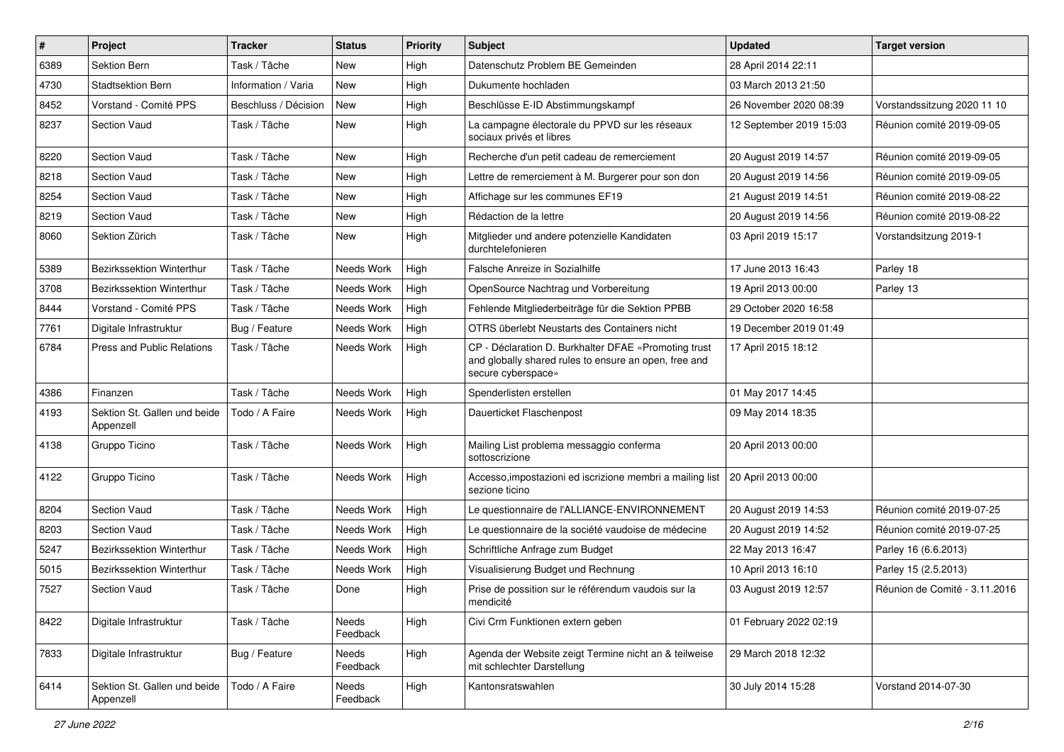| # | Project | Tracker | Status | Priority | Subject | Updated | Target version |
|---|---|---|---|---|---|---|---|
| 6389 | Sektion Bern | Task / Tâche | New | High | Datenschutz Problem BE Gemeinden | 28 April 2014 22:11 | |
| 4730 | Stadtsektion Bern | Information / Varia | New | High | Dukumente hochladen | 03 March 2013 21:50 | |
| 8452 | Vorstand - Comité PPS | Beschluss / Décision | New | High | Beschlüsse E-ID Abstimmungskampf | 26 November 2020 08:39 | Vorstandssitzung 2020 11 10 |
| 8237 | Section Vaud | Task / Tâche | New | High | La campagne électorale du PPVD sur les réseaux sociaux privés et libres | 12 September 2019 15:03 | Réunion comité 2019-09-05 |
| 8220 | Section Vaud | Task / Tâche | New | High | Recherche d'un petit cadeau de remerciement | 20 August 2019 14:57 | Réunion comité 2019-09-05 |
| 8218 | Section Vaud | Task / Tâche | New | High | Lettre de remerciement à M. Burgerer pour son don | 20 August 2019 14:56 | Réunion comité 2019-09-05 |
| 8254 | Section Vaud | Task / Tâche | New | High | Affichage sur les communes EF19 | 21 August 2019 14:51 | Réunion comité 2019-08-22 |
| 8219 | Section Vaud | Task / Tâche | New | High | Rédaction de la lettre | 20 August 2019 14:56 | Réunion comité 2019-08-22 |
| 8060 | Sektion Zürich | Task / Tâche | New | High | Mitglieder und andere potenzielle Kandidaten durchtelefonieren | 03 April 2019 15:17 | Vorstandsitzung 2019-1 |
| 5389 | Bezirkssektion Winterthur | Task / Tâche | Needs Work | High | Falsche Anreize in Sozialhilfe | 17 June 2013 16:43 | Parley 18 |
| 3708 | Bezirkssektion Winterthur | Task / Tâche | Needs Work | High | OpenSource Nachtrag und Vorbereitung | 19 April 2013 00:00 | Parley 13 |
| 8444 | Vorstand - Comité PPS | Task / Tâche | Needs Work | High | Fehlende Mitgliederbeiträge für die Sektion PPBB | 29 October 2020 16:58 | |
| 7761 | Digitale Infrastruktur | Bug / Feature | Needs Work | High | OTRS überlebt Neustarts des Containers nicht | 19 December 2019 01:49 | |
| 6784 | Press and Public Relations | Task / Tâche | Needs Work | High | CP - Déclaration D. Burkhalter DFAE «Promoting trust and globally shared rules to ensure an open, free and secure cyberspace» | 17 April 2015 18:12 | |
| 4386 | Finanzen | Task / Tâche | Needs Work | High | Spenderlisten erstellen | 01 May 2017 14:45 | |
| 4193 | Sektion St. Gallen und beide Appenzell | Todo / A Faire | Needs Work | High | Dauerticket Flaschenpost | 09 May 2014 18:35 | |
| 4138 | Gruppo Ticino | Task / Tâche | Needs Work | High | Mailing List problema messaggio conferma sottoscrizione | 20 April 2013 00:00 | |
| 4122 | Gruppo Ticino | Task / Tâche | Needs Work | High | Accesso,impostazioni ed iscrizione membri a mailing list sezione ticino | 20 April 2013 00:00 | |
| 8204 | Section Vaud | Task / Tâche | Needs Work | High | Le questionnaire de l'ALLIANCE-ENVIRONNEMENT | 20 August 2019 14:53 | Réunion comité 2019-07-25 |
| 8203 | Section Vaud | Task / Tâche | Needs Work | High | Le questionnaire de la société vaudoise de médecine | 20 August 2019 14:52 | Réunion comité 2019-07-25 |
| 5247 | Bezirkssektion Winterthur | Task / Tâche | Needs Work | High | Schriftliche Anfrage zum Budget | 22 May 2013 16:47 | Parley 16 (6.6.2013) |
| 5015 | Bezirkssektion Winterthur | Task / Tâche | Needs Work | High | Visualisierung Budget und Rechnung | 10 April 2013 16:10 | Parley 15 (2.5.2013) |
| 7527 | Section Vaud | Task / Tâche | Done | High | Prise de possition sur le référendum vaudois sur la mendicité | 03 August 2019 12:57 | Réunion de Comité - 3.11.2016 |
| 8422 | Digitale Infrastruktur | Task / Tâche | Needs Feedback | High | Civi Crm Funktionen extern geben | 01 February 2022 02:19 | |
| 7833 | Digitale Infrastruktur | Bug / Feature | Needs Feedback | High | Agenda der Website zeigt Termine nicht an & teilweise mit schlechter Darstellung | 29 March 2018 12:32 | |
| 6414 | Sektion St. Gallen und beide Appenzell | Todo / A Faire | Needs Feedback | High | Kantonsratswahlen | 30 July 2014 15:28 | Vorstand 2014-07-30 |

*27 June 2022*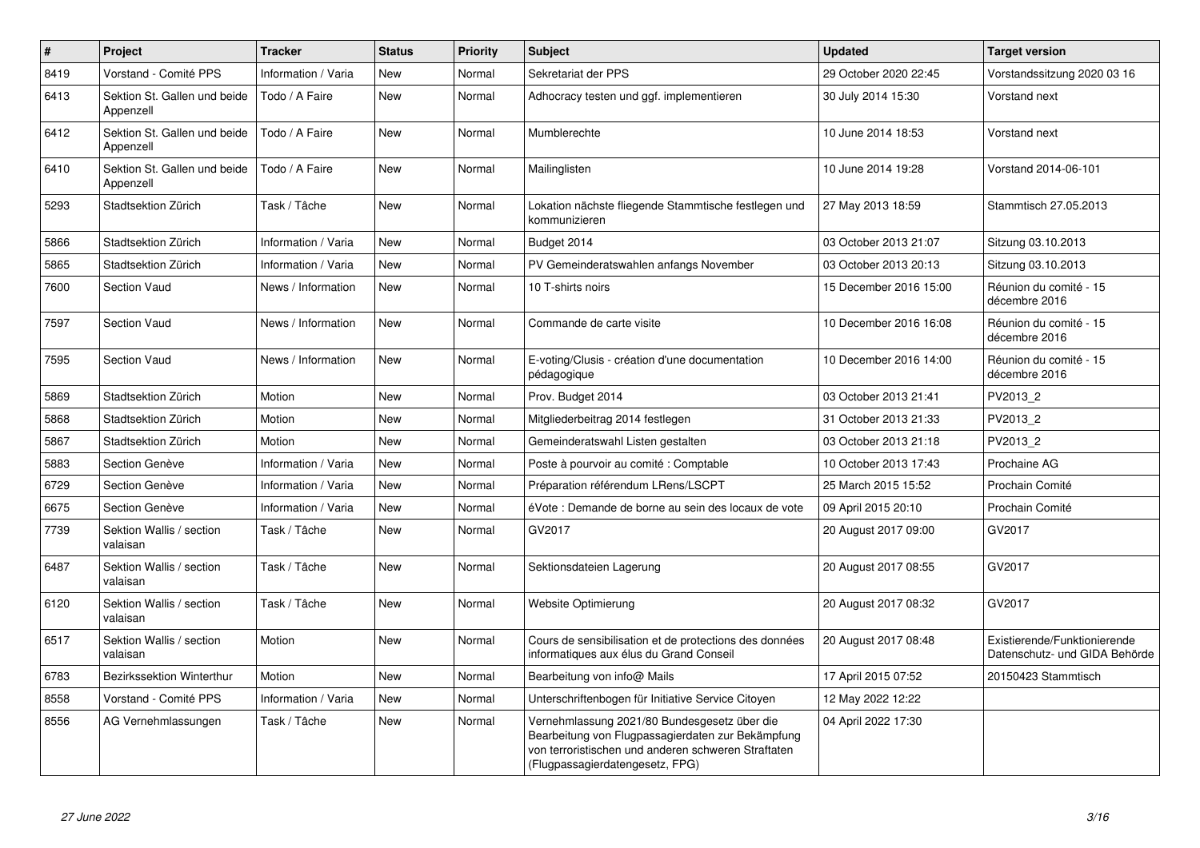| # | Project | Tracker | Status | Priority | Subject | Updated | Target version |
|---|---|---|---|---|---|---|---|
| 8419 | Vorstand - Comité PPS | Information / Varia | New | Normal | Sekretariat der PPS | 29 October 2020 22:45 | Vorstandssitzung 2020 03 16 |
| 6413 | Sektion St. Gallen und beide Appenzell | Todo / A Faire | New | Normal | Adhocracy testen und ggf. implementieren | 30 July 2014 15:30 | Vorstand next |
| 6412 | Sektion St. Gallen und beide Appenzell | Todo / A Faire | New | Normal | Mumblerechte | 10 June 2014 18:53 | Vorstand next |
| 6410 | Sektion St. Gallen und beide Appenzell | Todo / A Faire | New | Normal | Mailinglisten | 10 June 2014 19:28 | Vorstand 2014-06-101 |
| 5293 | Stadtsektion Zürich | Task / Tâche | New | Normal | Lokation nächste fliegende Stammtische festlegen und kommunizieren | 27 May 2013 18:59 | Stammtisch 27.05.2013 |
| 5866 | Stadtsektion Zürich | Information / Varia | New | Normal | Budget 2014 | 03 October 2013 21:07 | Sitzung 03.10.2013 |
| 5865 | Stadtsektion Zürich | Information / Varia | New | Normal | PV Gemeinderatswahlen anfangs November | 03 October 2013 20:13 | Sitzung 03.10.2013 |
| 7600 | Section Vaud | News / Information | New | Normal | 10 T-shirts noirs | 15 December 2016 15:00 | Réunion du comité - 15 décembre 2016 |
| 7597 | Section Vaud | News / Information | New | Normal | Commande de carte visite | 10 December 2016 16:08 | Réunion du comité - 15 décembre 2016 |
| 7595 | Section Vaud | News / Information | New | Normal | E-voting/Clusis - création d'une documentation pédagogique | 10 December 2016 14:00 | Réunion du comité - 15 décembre 2016 |
| 5869 | Stadtsektion Zürich | Motion | New | Normal | Prov. Budget 2014 | 03 October 2013 21:41 | PV2013_2 |
| 5868 | Stadtsektion Zürich | Motion | New | Normal | Mitgliederbeitrag 2014 festlegen | 31 October 2013 21:33 | PV2013_2 |
| 5867 | Stadtsektion Zürich | Motion | New | Normal | Gemeinderatswahl Listen gestalten | 03 October 2013 21:18 | PV2013_2 |
| 5883 | Section Genève | Information / Varia | New | Normal | Poste à pourvoir au comité : Comptable | 10 October 2013 17:43 | Prochaine AG |
| 6729 | Section Genève | Information / Varia | New | Normal | Préparation référendum LRens/LSCPT | 25 March 2015 15:52 | Prochain Comité |
| 6675 | Section Genève | Information / Varia | New | Normal | éVote : Demande de borne au sein des locaux de vote | 09 April 2015 20:10 | Prochain Comité |
| 7739 | Sektion Wallis / section valaisan | Task / Tâche | New | Normal | GV2017 | 20 August 2017 09:00 | GV2017 |
| 6487 | Sektion Wallis / section valaisan | Task / Tâche | New | Normal | Sektionsdateien Lagerung | 20 August 2017 08:55 | GV2017 |
| 6120 | Sektion Wallis / section valaisan | Task / Tâche | New | Normal | Website Optimierung | 20 August 2017 08:32 | GV2017 |
| 6517 | Sektion Wallis / section valaisan | Motion | New | Normal | Cours de sensibilisation et de protections des données informatiques aux élus du Grand Conseil | 20 August 2017 08:48 | Existierende/Funktionierende Datenschutz- und GIDA Behörde |
| 6783 | Bezirkssektion Winterthur | Motion | New | Normal | Bearbeitung von info@ Mails | 17 April 2015 07:52 | 20150423 Stammtisch |
| 8558 | Vorstand - Comité PPS | Information / Varia | New | Normal | Unterschriftenbogen für Initiative Service Citoyen | 12 May 2022 12:22 | |
| 8556 | AG Vernehmlassungen | Task / Tâche | New | Normal | Vernehmlassung 2021/80 Bundesgesetz über die Bearbeitung von Flugpassagierdaten zur Bekämpfung von terroristischen und anderen schweren Straftaten (Flugpassagierdatengesetz, FPG) | 04 April 2022 17:30 | |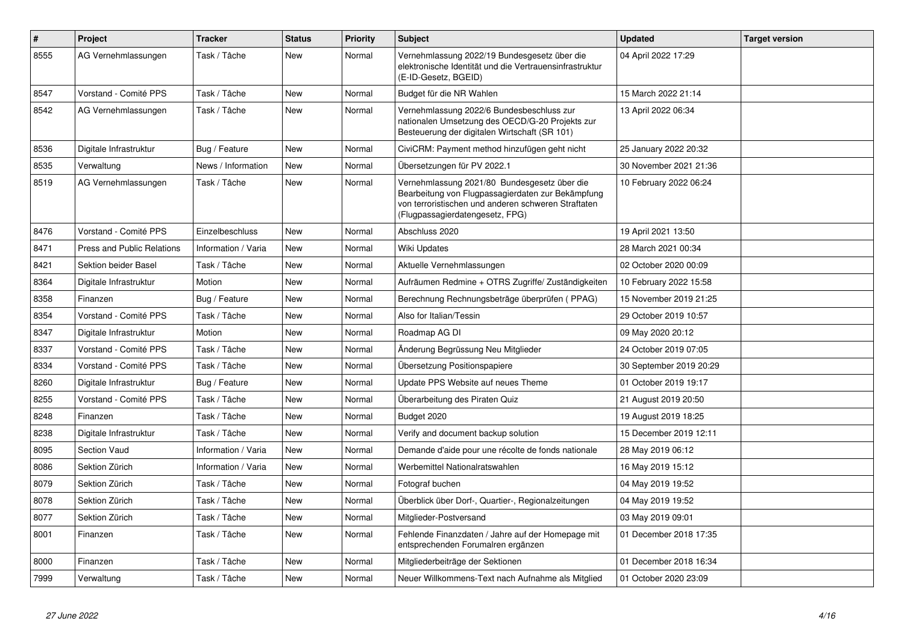| # | Project | Tracker | Status | Priority | Subject | Updated | Target version |
|---|---|---|---|---|---|---|---|
| 8555 | AG Vernehmlassungen | Task / Tâche | New | Normal | Vernehmlassung 2022/19 Bundesgesetz über die elektronische Identität und die Vertrauensinfrastruktur (E-ID-Gesetz, BGEID) | 04 April 2022 17:29 | |
| 8547 | Vorstand - Comité PPS | Task / Tâche | New | Normal | Budget für die NR Wahlen | 15 March 2022 21:14 | |
| 8542 | AG Vernehmlassungen | Task / Tâche | New | Normal | Vernehmlassung 2022/6 Bundesbeschluss zur nationalen Umsetzung des OECD/G-20 Projekts zur Besteuerung der digitalen Wirtschaft (SR 101) | 13 April 2022 06:34 | |
| 8536 | Digitale Infrastruktur | Bug / Feature | New | Normal | CiviCRM: Payment method hinzufügen geht nicht | 25 January 2022 20:32 | |
| 8535 | Verwaltung | News / Information | New | Normal | Übersetzungen für PV 2022.1 | 30 November 2021 21:36 | |
| 8519 | AG Vernehmlassungen | Task / Tâche | New | Normal | Vernehmlassung 2021/80 Bundesgesetz über die Bearbeitung von Flugpassagierdaten zur Bekämpfung von terroristischen und anderen schweren Straftaten (Flugpassagierdatengesetz, FPG) | 10 February 2022 06:24 | |
| 8476 | Vorstand - Comité PPS | Einzelbeschluss | New | Normal | Abschluss 2020 | 19 April 2021 13:50 | |
| 8471 | Press and Public Relations | Information / Varia | New | Normal | Wiki Updates | 28 March 2021 00:34 | |
| 8421 | Sektion beider Basel | Task / Tâche | New | Normal | Aktuelle Vernehmlassungen | 02 October 2020 00:09 | |
| 8364 | Digitale Infrastruktur | Motion | New | Normal | Aufräumen Redmine + OTRS Zugriffe/ Zuständigkeiten | 10 February 2022 15:58 | |
| 8358 | Finanzen | Bug / Feature | New | Normal | Berechnung Rechnungsbeträge überprüfen ( PPAG) | 15 November 2019 21:25 | |
| 8354 | Vorstand - Comité PPS | Task / Tâche | New | Normal | Also for Italian/Tessin | 29 October 2019 10:57 | |
| 8347 | Digitale Infrastruktur | Motion | New | Normal | Roadmap AG DI | 09 May 2020 20:12 | |
| 8337 | Vorstand - Comité PPS | Task / Tâche | New | Normal | Änderung Begrüssung Neu Mitglieder | 24 October 2019 07:05 | |
| 8334 | Vorstand - Comité PPS | Task / Tâche | New | Normal | Übersetzung Positionspapiere | 30 September 2019 20:29 | |
| 8260 | Digitale Infrastruktur | Bug / Feature | New | Normal | Update PPS Website auf neues Theme | 01 October 2019 19:17 | |
| 8255 | Vorstand - Comité PPS | Task / Tâche | New | Normal | Überarbeitung des Piraten Quiz | 21 August 2019 20:50 | |
| 8248 | Finanzen | Task / Tâche | New | Normal | Budget 2020 | 19 August 2019 18:25 | |
| 8238 | Digitale Infrastruktur | Task / Tâche | New | Normal | Verify and document backup solution | 15 December 2019 12:11 | |
| 8095 | Section Vaud | Information / Varia | New | Normal | Demande d'aide pour une récolte de fonds nationale | 28 May 2019 06:12 | |
| 8086 | Sektion Zürich | Information / Varia | New | Normal | Werbemittel Nationalratswahlen | 16 May 2019 15:12 | |
| 8079 | Sektion Zürich | Task / Tâche | New | Normal | Fotograf buchen | 04 May 2019 19:52 | |
| 8078 | Sektion Zürich | Task / Tâche | New | Normal | Überblick über Dorf-, Quartier-, Regionalzeitungen | 04 May 2019 19:52 | |
| 8077 | Sektion Zürich | Task / Tâche | New | Normal | Mitglieder-Postversand | 03 May 2019 09:01 | |
| 8001 | Finanzen | Task / Tâche | New | Normal | Fehlende Finanzdaten / Jahre auf der Homepage mit entsprechenden Forumalren ergänzen | 01 December 2018 17:35 | |
| 8000 | Finanzen | Task / Tâche | New | Normal | Mitgliederbeiträge der Sektionen | 01 December 2018 16:34 | |
| 7999 | Verwaltung | Task / Tâche | New | Normal | Neuer Willkommens-Text nach Aufnahme als Mitglied | 01 October 2020 23:09 | |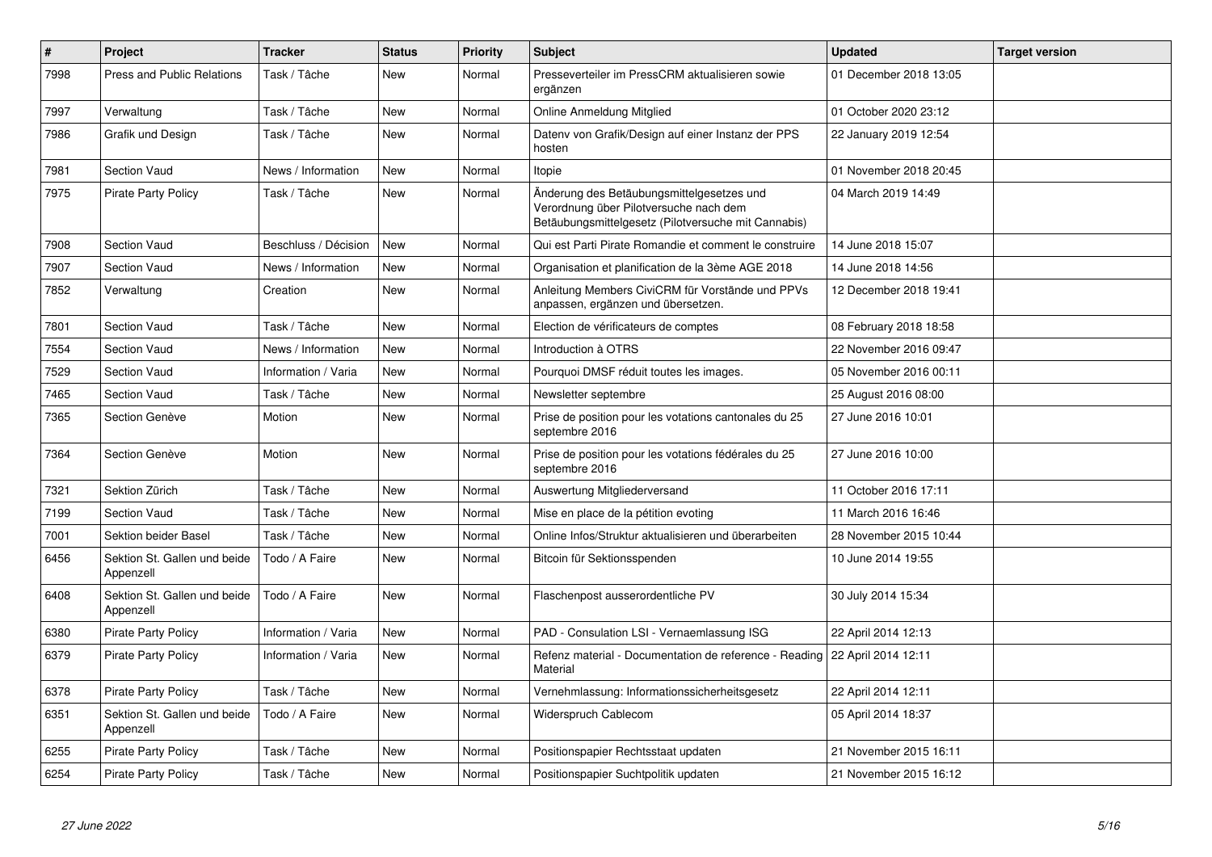| # | Project | Tracker | Status | Priority | Subject | Updated | Target version |
|---|---|---|---|---|---|---|---|
| 7998 | Press and Public Relations | Task / Tâche | New | Normal | Presseverteiler im PressCRM aktualisieren sowie ergänzen | 01 December 2018 13:05 | |
| 7997 | Verwaltung | Task / Tâche | New | Normal | Online Anmeldung Mitglied | 01 October 2020 23:12 | |
| 7986 | Grafik und Design | Task / Tâche | New | Normal | Datenv von Grafik/Design auf einer Instanz der PPS hosten | 22 January 2019 12:54 | |
| 7981 | Section Vaud | News / Information | New | Normal | Itopie | 01 November 2018 20:45 | |
| 7975 | Pirate Party Policy | Task / Tâche | New | Normal | Änderung des Betäubungsmittelgesetzes und Verordnung über Pilotversuche nach dem Betäubungsmittelgesetz (Pilotversuche mit Cannabis) | 04 March 2019 14:49 | |
| 7908 | Section Vaud | Beschluss / Décision | New | Normal | Qui est Parti Pirate Romandie et comment le construire | 14 June 2018 15:07 | |
| 7907 | Section Vaud | News / Information | New | Normal | Organisation et planification de la 3ème AGE 2018 | 14 June 2018 14:56 | |
| 7852 | Verwaltung | Creation | New | Normal | Anleitung Members CiviCRM für Vorstände und PPVs anpassen, ergänzen und übersetzen. | 12 December 2018 19:41 | |
| 7801 | Section Vaud | Task / Tâche | New | Normal | Election de vérificateurs de comptes | 08 February 2018 18:58 | |
| 7554 | Section Vaud | News / Information | New | Normal | Introduction à OTRS | 22 November 2016 09:47 | |
| 7529 | Section Vaud | Information / Varia | New | Normal | Pourquoi DMSF réduit toutes les images. | 05 November 2016 00:11 | |
| 7465 | Section Vaud | Task / Tâche | New | Normal | Newsletter septembre | 25 August 2016 08:00 | |
| 7365 | Section Genève | Motion | New | Normal | Prise de position pour les votations cantonales du 25 septembre 2016 | 27 June 2016 10:01 | |
| 7364 | Section Genève | Motion | New | Normal | Prise de position pour les votations fédérales du 25 septembre 2016 | 27 June 2016 10:00 | |
| 7321 | Sektion Zürich | Task / Tâche | New | Normal | Auswertung Mitgliederversand | 11 October 2016 17:11 | |
| 7199 | Section Vaud | Task / Tâche | New | Normal | Mise en place de la pétition evoting | 11 March 2016 16:46 | |
| 7001 | Sektion beider Basel | Task / Tâche | New | Normal | Online Infos/Struktur aktualisieren und überarbeiten | 28 November 2015 10:44 | |
| 6456 | Sektion St. Gallen und beide Appenzell | Todo / A Faire | New | Normal | Bitcoin für Sektionsspenden | 10 June 2014 19:55 | |
| 6408 | Sektion St. Gallen und beide Appenzell | Todo / A Faire | New | Normal | Flaschenpost ausserordentliche PV | 30 July 2014 15:34 | |
| 6380 | Pirate Party Policy | Information / Varia | New | Normal | PAD - Consulation LSI - Vernaemlassung ISG | 22 April 2014 12:13 | |
| 6379 | Pirate Party Policy | Information / Varia | New | Normal | Refenz material - Documentation de reference - Reading Material | 22 April 2014 12:11 | |
| 6378 | Pirate Party Policy | Task / Tâche | New | Normal | Vernehmlassung: Informationssicherheitsgesetz | 22 April 2014 12:11 | |
| 6351 | Sektion St. Gallen und beide Appenzell | Todo / A Faire | New | Normal | Widerspruch Cablecom | 05 April 2014 18:37 | |
| 6255 | Pirate Party Policy | Task / Tâche | New | Normal | Positionspapier Rechtsstaat updaten | 21 November 2015 16:11 | |
| 6254 | Pirate Party Policy | Task / Tâche | New | Normal | Positionspapier Suchtpolitik updaten | 21 November 2015 16:12 | |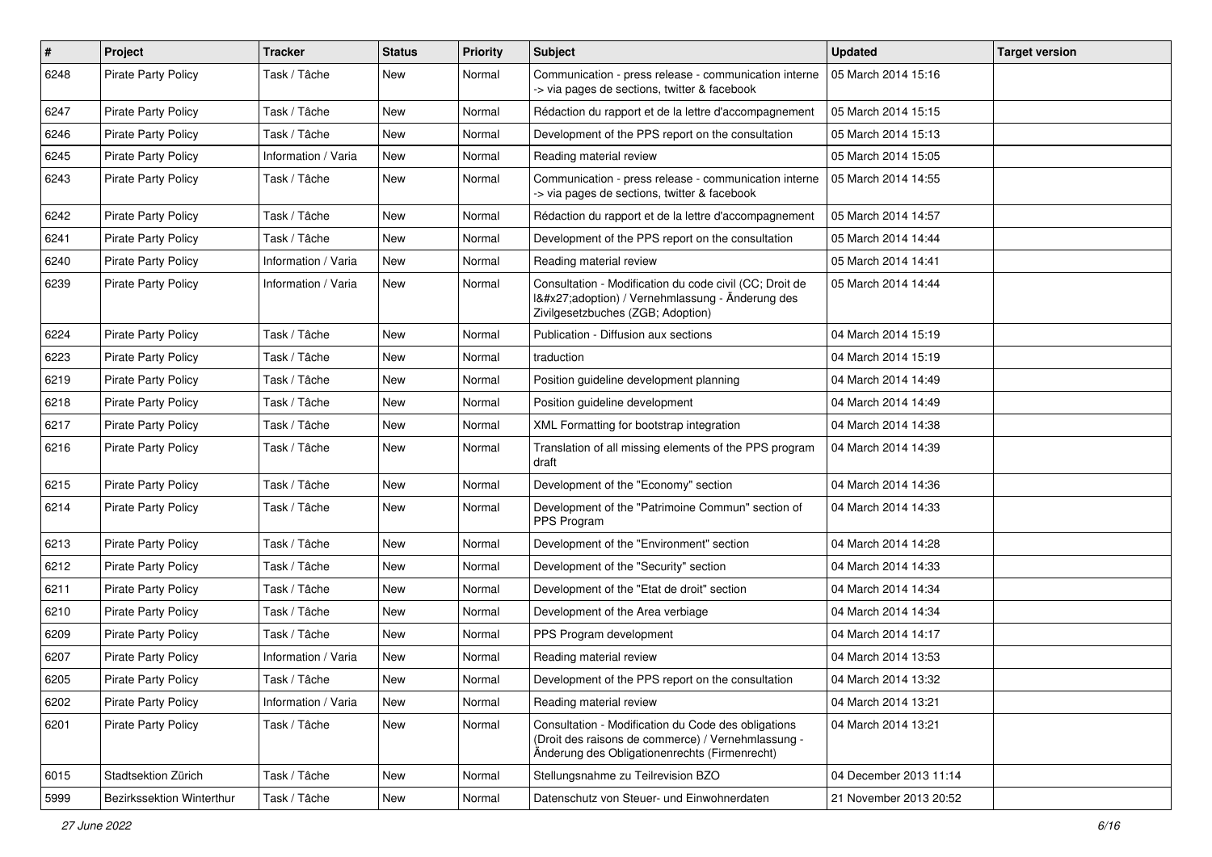| # | Project | Tracker | Status | Priority | Subject | Updated | Target version |
|---|---|---|---|---|---|---|---|
| 6248 | Pirate Party Policy | Task / Tâche | New | Normal | Communication - press release - communication interne -> via pages de sections, twitter & facebook | 05 March 2014 15:16 | |
| 6247 | Pirate Party Policy | Task / Tâche | New | Normal | Rédaction du rapport et de la lettre d'accompagnement | 05 March 2014 15:15 | |
| 6246 | Pirate Party Policy | Task / Tâche | New | Normal | Development of the PPS report on the consultation | 05 March 2014 15:13 | |
| 6245 | Pirate Party Policy | Information / Varia | New | Normal | Reading material review | 05 March 2014 15:05 | |
| 6243 | Pirate Party Policy | Task / Tâche | New | Normal | Communication - press release - communication interne -> via pages de sections, twitter & facebook | 05 March 2014 14:55 | |
| 6242 | Pirate Party Policy | Task / Tâche | New | Normal | Rédaction du rapport et de la lettre d'accompagnement | 05 March 2014 14:57 | |
| 6241 | Pirate Party Policy | Task / Tâche | New | Normal | Development of the PPS report on the consultation | 05 March 2014 14:44 | |
| 6240 | Pirate Party Policy | Information / Varia | New | Normal | Reading material review | 05 March 2014 14:41 | |
| 6239 | Pirate Party Policy | Information / Varia | New | Normal | Consultation - Modification du code civil (CC; Droit de l&#x27;adoption) / Vernehmlassung - Änderung des Zivilgesetzbuches (ZGB; Adoption) | 05 March 2014 14:44 | |
| 6224 | Pirate Party Policy | Task / Tâche | New | Normal | Publication - Diffusion aux sections | 04 March 2014 15:19 | |
| 6223 | Pirate Party Policy | Task / Tâche | New | Normal | traduction | 04 March 2014 15:19 | |
| 6219 | Pirate Party Policy | Task / Tâche | New | Normal | Position guideline development planning | 04 March 2014 14:49 | |
| 6218 | Pirate Party Policy | Task / Tâche | New | Normal | Position guideline development | 04 March 2014 14:49 | |
| 6217 | Pirate Party Policy | Task / Tâche | New | Normal | XML Formatting for bootstrap integration | 04 March 2014 14:38 | |
| 6216 | Pirate Party Policy | Task / Tâche | New | Normal | Translation of all missing elements of the PPS program draft | 04 March 2014 14:39 | |
| 6215 | Pirate Party Policy | Task / Tâche | New | Normal | Development of the "Economy" section | 04 March 2014 14:36 | |
| 6214 | Pirate Party Policy | Task / Tâche | New | Normal | Development of the "Patrimoine Commun" section of PPS Program | 04 March 2014 14:33 | |
| 6213 | Pirate Party Policy | Task / Tâche | New | Normal | Development of the "Environment" section | 04 March 2014 14:28 | |
| 6212 | Pirate Party Policy | Task / Tâche | New | Normal | Development of the "Security" section | 04 March 2014 14:33 | |
| 6211 | Pirate Party Policy | Task / Tâche | New | Normal | Development of the "Etat de droit" section | 04 March 2014 14:34 | |
| 6210 | Pirate Party Policy | Task / Tâche | New | Normal | Development of the Area verbiage | 04 March 2014 14:34 | |
| 6209 | Pirate Party Policy | Task / Tâche | New | Normal | PPS Program development | 04 March 2014 14:17 | |
| 6207 | Pirate Party Policy | Information / Varia | New | Normal | Reading material review | 04 March 2014 13:53 | |
| 6205 | Pirate Party Policy | Task / Tâche | New | Normal | Development of the PPS report on the consultation | 04 March 2014 13:32 | |
| 6202 | Pirate Party Policy | Information / Varia | New | Normal | Reading material review | 04 March 2014 13:21 | |
| 6201 | Pirate Party Policy | Task / Tâche | New | Normal | Consultation - Modification du Code des obligations (Droit des raisons de commerce) / Vernehmlassung - Änderung des Obligationenrechts (Firmenrecht) | 04 March 2014 13:21 | |
| 6015 | Stadtsektion Zürich | Task / Tâche | New | Normal | Stellungsnahme zu Teilrevision BZO | 04 December 2013 11:14 | |
| 5999 | Bezirkssektion Winterthur | Task / Tâche | New | Normal | Datenschutz von Steuer- und Einwohnerdaten | 21 November 2013 20:52 | |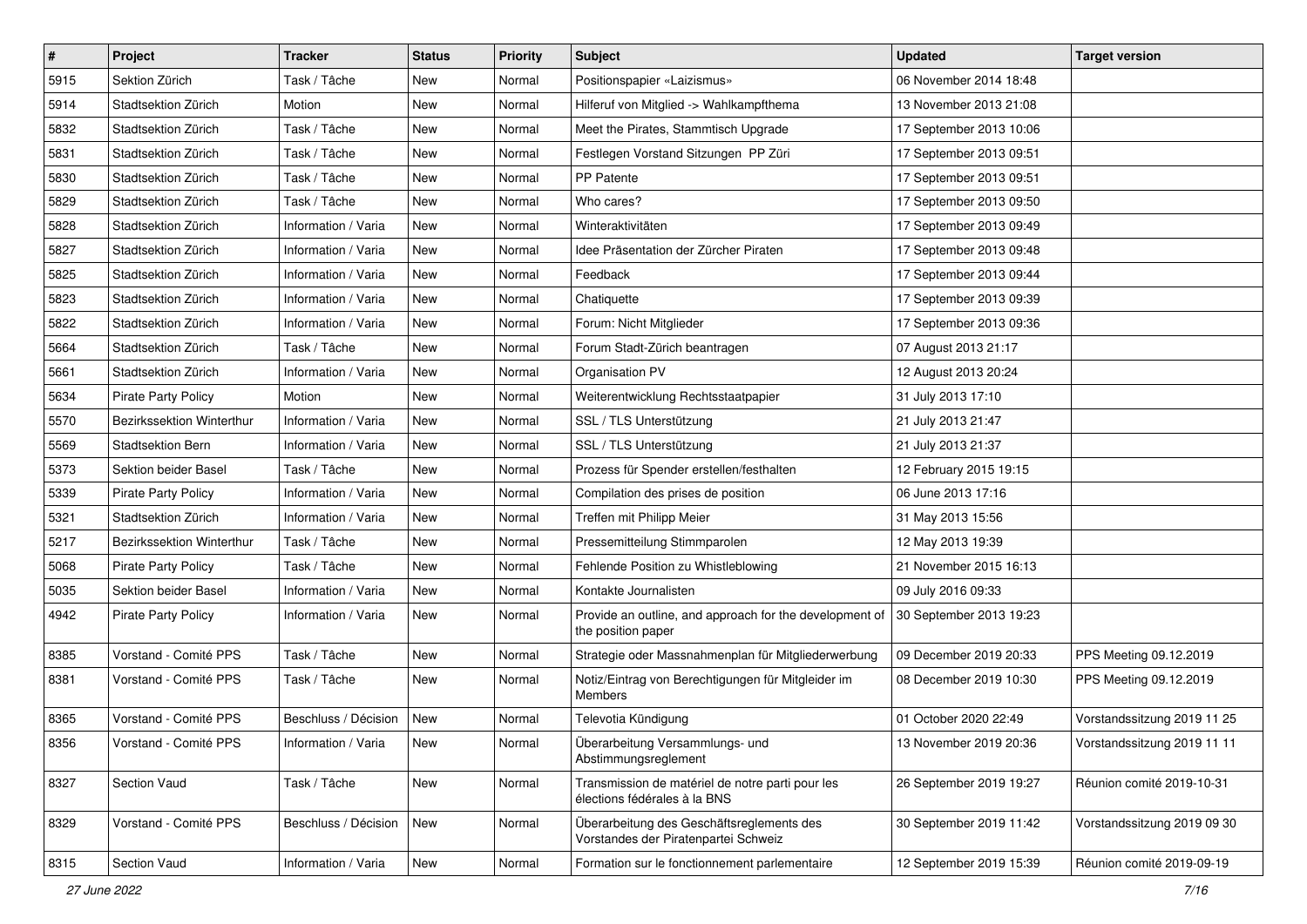| # | Project | Tracker | Status | Priority | Subject | Updated | Target version |
|---|---|---|---|---|---|---|---|
| 5915 | Sektion Zürich | Task / Tâche | New | Normal | Positionspapier «Laizismus» | 06 November 2014 18:48 | |
| 5914 | Stadtsektion Zürich | Motion | New | Normal | Hilferuf von Mitglied -> Wahlkampfthema | 13 November 2013 21:08 | |
| 5832 | Stadtsektion Zürich | Task / Tâche | New | Normal | Meet the Pirates, Stammtisch Upgrade | 17 September 2013 10:06 | |
| 5831 | Stadtsektion Zürich | Task / Tâche | New | Normal | Festlegen Vorstand Sitzungen PP Züri | 17 September 2013 09:51 | |
| 5830 | Stadtsektion Zürich | Task / Tâche | New | Normal | PP Patente | 17 September 2013 09:51 | |
| 5829 | Stadtsektion Zürich | Task / Tâche | New | Normal | Who cares? | 17 September 2013 09:50 | |
| 5828 | Stadtsektion Zürich | Information / Varia | New | Normal | Winteraktivitäten | 17 September 2013 09:49 | |
| 5827 | Stadtsektion Zürich | Information / Varia | New | Normal | Idee Präsentation der Zürcher Piraten | 17 September 2013 09:48 | |
| 5825 | Stadtsektion Zürich | Information / Varia | New | Normal | Feedback | 17 September 2013 09:44 | |
| 5823 | Stadtsektion Zürich | Information / Varia | New | Normal | Chatiquette | 17 September 2013 09:39 | |
| 5822 | Stadtsektion Zürich | Information / Varia | New | Normal | Forum: Nicht Mitglieder | 17 September 2013 09:36 | |
| 5664 | Stadtsektion Zürich | Task / Tâche | New | Normal | Forum Stadt-Zürich beantragen | 07 August 2013 21:17 | |
| 5661 | Stadtsektion Zürich | Information / Varia | New | Normal | Organisation PV | 12 August 2013 20:24 | |
| 5634 | Pirate Party Policy | Motion | New | Normal | Weiterentwicklung Rechtsstaatpapier | 31 July 2013 17:10 | |
| 5570 | Bezirkssektion Winterthur | Information / Varia | New | Normal | SSL / TLS Unterstützung | 21 July 2013 21:47 | |
| 5569 | Stadtsektion Bern | Information / Varia | New | Normal | SSL / TLS Unterstützung | 21 July 2013 21:37 | |
| 5373 | Sektion beider Basel | Task / Tâche | New | Normal | Prozess für Spender erstellen/festhalten | 12 February 2015 19:15 | |
| 5339 | Pirate Party Policy | Information / Varia | New | Normal | Compilation des prises de position | 06 June 2013 17:16 | |
| 5321 | Stadtsektion Zürich | Information / Varia | New | Normal | Treffen mit Philipp Meier | 31 May 2013 15:56 | |
| 5217 | Bezirkssektion Winterthur | Task / Tâche | New | Normal | Pressemitteilung Stimmparolen | 12 May 2013 19:39 | |
| 5068 | Pirate Party Policy | Task / Tâche | New | Normal | Fehlende Position zu Whistleblowing | 21 November 2015 16:13 | |
| 5035 | Sektion beider Basel | Information / Varia | New | Normal | Kontakte Journalisten | 09 July 2016 09:33 | |
| 4942 | Pirate Party Policy | Information / Varia | New | Normal | Provide an outline, and approach for the development of the position paper | 30 September 2013 19:23 | |
| 8385 | Vorstand - Comité PPS | Task / Tâche | New | Normal | Strategie oder Massnahmenplan für Mitgliederwerbung | 09 December 2019 20:33 | PPS Meeting 09.12.2019 |
| 8381 | Vorstand - Comité PPS | Task / Tâche | New | Normal | Notiz/Eintrag von Berechtigungen für Mitgleider im Members | 08 December 2019 10:30 | PPS Meeting 09.12.2019 |
| 8365 | Vorstand - Comité PPS | Beschluss / Décision | New | Normal | Televotia Kündigung | 01 October 2020 22:49 | Vorstandssitzung 2019 11 25 |
| 8356 | Vorstand - Comité PPS | Information / Varia | New | Normal | Überarbeitung Versammlungs- und Abstimmungsreglement | 13 November 2019 20:36 | Vorstandssitzung 2019 11 11 |
| 8327 | Section Vaud | Task / Tâche | New | Normal | Transmission de matériel de notre parti pour les élections fédérales à la BNS | 26 September 2019 19:27 | Réunion comité 2019-10-31 |
| 8329 | Vorstand - Comité PPS | Beschluss / Décision | New | Normal | Überarbeitung des Geschäftsreglements des Vorstandes der Piratenpartei Schweiz | 30 September 2019 11:42 | Vorstandssitzung 2019 09 30 |
| 8315 | Section Vaud | Information / Varia | New | Normal | Formation sur le fonctionnement parlementaire | 12 September 2019 15:39 | Réunion comité 2019-09-19 |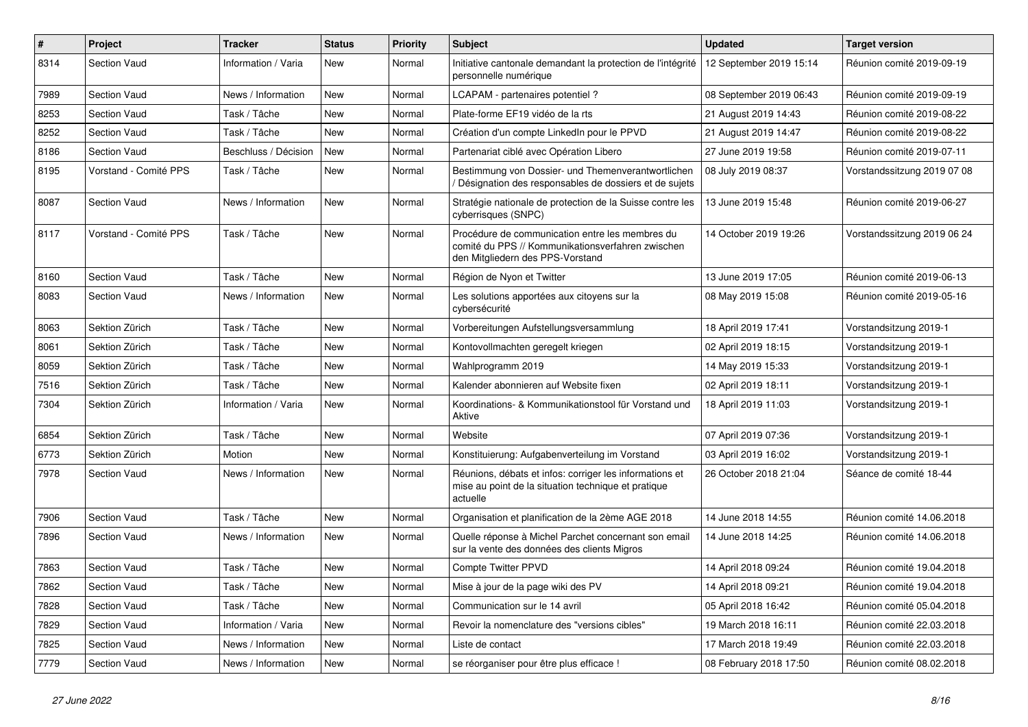| # | Project | Tracker | Status | Priority | Subject | Updated | Target version |
|---|---|---|---|---|---|---|---|
| 8314 | Section Vaud | Information / Varia | New | Normal | Initiative cantonale demandant la protection de l'intégrité personnelle numérique | 12 September 2019 15:14 | Réunion comité 2019-09-19 |
| 7989 | Section Vaud | News / Information | New | Normal | LCAPAM - partenaires potentiel ? | 08 September 2019 06:43 | Réunion comité 2019-09-19 |
| 8253 | Section Vaud | Task / Tâche | New | Normal | Plate-forme EF19 vidéo de la rts | 21 August 2019 14:43 | Réunion comité 2019-08-22 |
| 8252 | Section Vaud | Task / Tâche | New | Normal | Création d'un compte LinkedIn pour le PPVD | 21 August 2019 14:47 | Réunion comité 2019-08-22 |
| 8186 | Section Vaud | Beschluss / Décision | New | Normal | Partenariat ciblé avec Opération Libero | 27 June 2019 19:58 | Réunion comité 2019-07-11 |
| 8195 | Vorstand - Comité PPS | Task / Tâche | New | Normal | Bestimmung von Dossier- und Themenverantwortlichen / Désignation des responsables de dossiers et de sujets | 08 July 2019 08:37 | Vorstandssitzung 2019 07 08 |
| 8087 | Section Vaud | News / Information | New | Normal | Stratégie nationale de protection de la Suisse contre les cyberrisques (SNPC) | 13 June 2019 15:48 | Réunion comité 2019-06-27 |
| 8117 | Vorstand - Comité PPS | Task / Tâche | New | Normal | Procédure de communication entre les membres du comité du PPS // Kommunikationsverfahren zwischen den Mitgliedern des PPS-Vorstand | 14 October 2019 19:26 | Vorstandssitzung 2019 06 24 |
| 8160 | Section Vaud | Task / Tâche | New | Normal | Région de Nyon et Twitter | 13 June 2019 17:05 | Réunion comité 2019-06-13 |
| 8083 | Section Vaud | News / Information | New | Normal | Les solutions apportées aux citoyens sur la cybersécurité | 08 May 2019 15:08 | Réunion comité 2019-05-16 |
| 8063 | Sektion Zürich | Task / Tâche | New | Normal | Vorbereitungen Aufstellungsversammlung | 18 April 2019 17:41 | Vorstandsitzung 2019-1 |
| 8061 | Sektion Zürich | Task / Tâche | New | Normal | Kontovollmachten geregelt kriegen | 02 April 2019 18:15 | Vorstandsitzung 2019-1 |
| 8059 | Sektion Zürich | Task / Tâche | New | Normal | Wahlprogramm 2019 | 14 May 2019 15:33 | Vorstandsitzung 2019-1 |
| 7516 | Sektion Zürich | Task / Tâche | New | Normal | Kalender abonnieren auf Website fixen | 02 April 2019 18:11 | Vorstandsitzung 2019-1 |
| 7304 | Sektion Zürich | Information / Varia | New | Normal | Koordinations- & Kommunikationstool für Vorstand und Aktive | 18 April 2019 11:03 | Vorstandsitzung 2019-1 |
| 6854 | Sektion Zürich | Task / Tâche | New | Normal | Website | 07 April 2019 07:36 | Vorstandsitzung 2019-1 |
| 6773 | Sektion Zürich | Motion | New | Normal | Konstituierung: Aufgabenverteilung im Vorstand | 03 April 2019 16:02 | Vorstandsitzung 2019-1 |
| 7978 | Section Vaud | News / Information | New | Normal | Réunions, débats et infos: corriger les informations et mise au point de la situation technique et pratique actuelle | 26 October 2018 21:04 | Séance de comité 18-44 |
| 7906 | Section Vaud | Task / Tâche | New | Normal | Organisation et planification de la 2ème AGE 2018 | 14 June 2018 14:55 | Réunion comité 14.06.2018 |
| 7896 | Section Vaud | News / Information | New | Normal | Quelle réponse à Michel Parchet concernant son email sur la vente des données des clients Migros | 14 June 2018 14:25 | Réunion comité 14.06.2018 |
| 7863 | Section Vaud | Task / Tâche | New | Normal | Compte Twitter PPVD | 14 April 2018 09:24 | Réunion comité 19.04.2018 |
| 7862 | Section Vaud | Task / Tâche | New | Normal | Mise à jour de la page wiki des PV | 14 April 2018 09:21 | Réunion comité 19.04.2018 |
| 7828 | Section Vaud | Task / Tâche | New | Normal | Communication sur le 14 avril | 05 April 2018 16:42 | Réunion comité 05.04.2018 |
| 7829 | Section Vaud | Information / Varia | New | Normal | Revoir la nomenclature des "versions cibles" | 19 March 2018 16:11 | Réunion comité 22.03.2018 |
| 7825 | Section Vaud | News / Information | New | Normal | Liste de contact | 17 March 2018 19:49 | Réunion comité 22.03.2018 |
| 7779 | Section Vaud | News / Information | New | Normal | se réorganiser pour être plus efficace ! | 08 February 2018 17:50 | Réunion comité 08.02.2018 |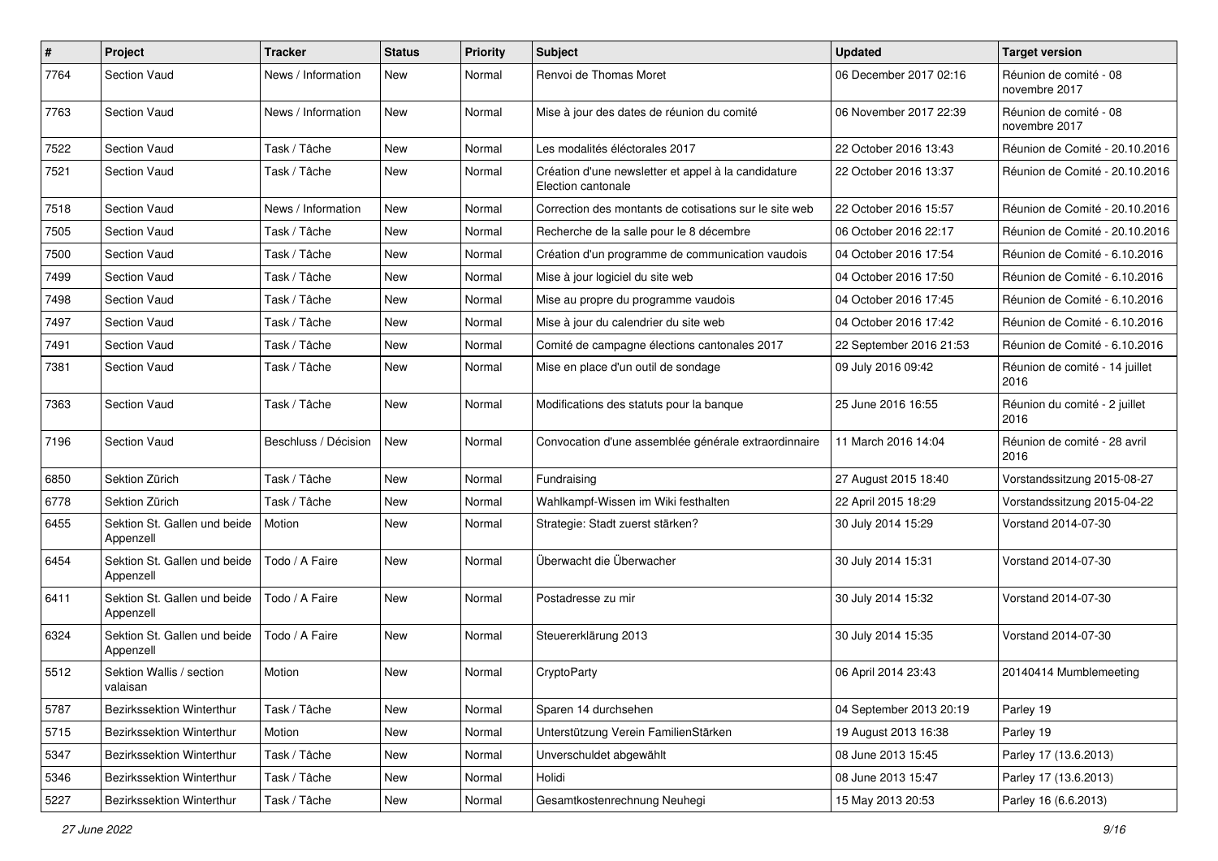| # | Project | Tracker | Status | Priority | Subject | Updated | Target version |
|---|---|---|---|---|---|---|---|
| 7764 | Section Vaud | News / Information | New | Normal | Renvoi de Thomas Moret | 06 December 2017 02:16 | Réunion de comité - 08 novembre 2017 |
| 7763 | Section Vaud | News / Information | New | Normal | Mise à jour des dates de réunion du comité | 06 November 2017 22:39 | Réunion de comité - 08 novembre 2017 |
| 7522 | Section Vaud | Task / Tâche | New | Normal | Les modalités éléctorales 2017 | 22 October 2016 13:43 | Réunion de Comité - 20.10.2016 |
| 7521 | Section Vaud | Task / Tâche | New | Normal | Création d'une newsletter et appel à la candidature Election cantonale | 22 October 2016 13:37 | Réunion de Comité - 20.10.2016 |
| 7518 | Section Vaud | News / Information | New | Normal | Correction des montants de cotisations sur le site web | 22 October 2016 15:57 | Réunion de Comité - 20.10.2016 |
| 7505 | Section Vaud | Task / Tâche | New | Normal | Recherche de la salle pour le 8 décembre | 06 October 2016 22:17 | Réunion de Comité - 20.10.2016 |
| 7500 | Section Vaud | Task / Tâche | New | Normal | Création d'un programme de communication vaudois | 04 October 2016 17:54 | Réunion de Comité - 6.10.2016 |
| 7499 | Section Vaud | Task / Tâche | New | Normal | Mise à jour logiciel du site web | 04 October 2016 17:50 | Réunion de Comité - 6.10.2016 |
| 7498 | Section Vaud | Task / Tâche | New | Normal | Mise au propre du programme vaudois | 04 October 2016 17:45 | Réunion de Comité - 6.10.2016 |
| 7497 | Section Vaud | Task / Tâche | New | Normal | Mise à jour du calendrier du site web | 04 October 2016 17:42 | Réunion de Comité - 6.10.2016 |
| 7491 | Section Vaud | Task / Tâche | New | Normal | Comité de campagne élections cantonales 2017 | 22 September 2016 21:53 | Réunion de Comité - 6.10.2016 |
| 7381 | Section Vaud | Task / Tâche | New | Normal | Mise en place d'un outil de sondage | 09 July 2016 09:42 | Réunion de comité - 14 juillet 2016 |
| 7363 | Section Vaud | Task / Tâche | New | Normal | Modifications des statuts pour la banque | 25 June 2016 16:55 | Réunion du comité - 2 juillet 2016 |
| 7196 | Section Vaud | Beschluss / Décision | New | Normal | Convocation d'une assemblée générale extraordinaire | 11 March 2016 14:04 | Réunion de comité - 28 avril 2016 |
| 6850 | Sektion Zürich | Task / Tâche | New | Normal | Fundraising | 27 August 2015 18:40 | Vorstandssitzung 2015-08-27 |
| 6778 | Sektion Zürich | Task / Tâche | New | Normal | Wahlkampf-Wissen im Wiki festhalten | 22 April 2015 18:29 | Vorstandssitzung 2015-04-22 |
| 6455 | Sektion St. Gallen und beide Appenzell | Motion | New | Normal | Strategie: Stadt zuerst stärken? | 30 July 2014 15:29 | Vorstand 2014-07-30 |
| 6454 | Sektion St. Gallen und beide Appenzell | Todo / A Faire | New | Normal | Überwacht die Überwacher | 30 July 2014 15:31 | Vorstand 2014-07-30 |
| 6411 | Sektion St. Gallen und beide Appenzell | Todo / A Faire | New | Normal | Postadresse zu mir | 30 July 2014 15:32 | Vorstand 2014-07-30 |
| 6324 | Sektion St. Gallen und beide Appenzell | Todo / A Faire | New | Normal | Steuererklärung 2013 | 30 July 2014 15:35 | Vorstand 2014-07-30 |
| 5512 | Sektion Wallis / section valaisan | Motion | New | Normal | CryptoParty | 06 April 2014 23:43 | 20140414 Mumblemeeting |
| 5787 | Bezirkssektion Winterthur | Task / Tâche | New | Normal | Sparen 14 durchsehen | 04 September 2013 20:19 | Parley 19 |
| 5715 | Bezirkssektion Winterthur | Motion | New | Normal | Unterstützung Verein FamilienStärken | 19 August 2013 16:38 | Parley 19 |
| 5347 | Bezirkssektion Winterthur | Task / Tâche | New | Normal | Unverschuldet abgewählt | 08 June 2013 15:45 | Parley 17 (13.6.2013) |
| 5346 | Bezirkssektion Winterthur | Task / Tâche | New | Normal | Holidi | 08 June 2013 15:47 | Parley 17 (13.6.2013) |
| 5227 | Bezirkssektion Winterthur | Task / Tâche | New | Normal | Gesamtkostenrechnung Neuhegi | 15 May 2013 20:53 | Parley 16 (6.6.2013) |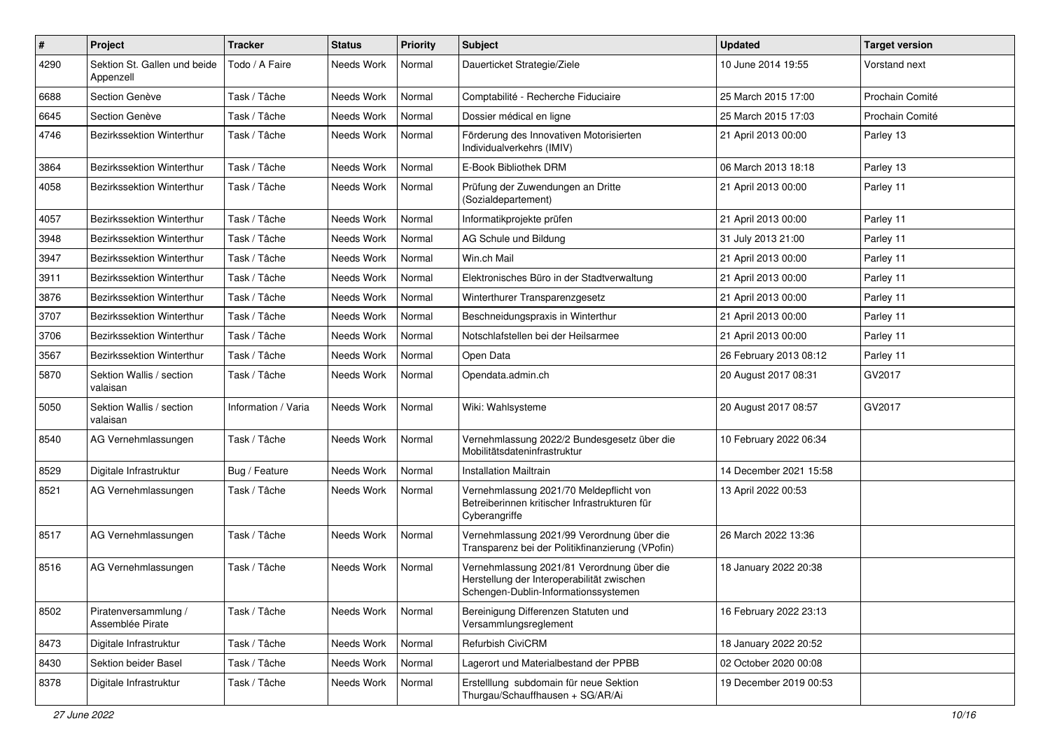| # | Project | Tracker | Status | Priority | Subject | Updated | Target version |
|---|---|---|---|---|---|---|---|
| 4290 | Sektion St. Gallen und beide Appenzell | Todo / A Faire | Needs Work | Normal | Dauerticket Strategie/Ziele | 10 June 2014 19:55 | Vorstand next |
| 6688 | Section Genève | Task / Tâche | Needs Work | Normal | Comptabilité - Recherche Fiduciaire | 25 March 2015 17:00 | Prochain Comité |
| 6645 | Section Genève | Task / Tâche | Needs Work | Normal | Dossier médical en ligne | 25 March 2015 17:03 | Prochain Comité |
| 4746 | Bezirkssektion Winterthur | Task / Tâche | Needs Work | Normal | Förderung des Innovativen Motorisierten Individualverkehrs (IMIV) | 21 April 2013 00:00 | Parley 13 |
| 3864 | Bezirkssektion Winterthur | Task / Tâche | Needs Work | Normal | E-Book Bibliothek DRM | 06 March 2013 18:18 | Parley 13 |
| 4058 | Bezirkssektion Winterthur | Task / Tâche | Needs Work | Normal | Prüfung der Zuwendungen an Dritte (Sozialdepartement) | 21 April 2013 00:00 | Parley 11 |
| 4057 | Bezirkssektion Winterthur | Task / Tâche | Needs Work | Normal | Informatikprojekte prüfen | 21 April 2013 00:00 | Parley 11 |
| 3948 | Bezirkssektion Winterthur | Task / Tâche | Needs Work | Normal | AG Schule und Bildung | 31 July 2013 21:00 | Parley 11 |
| 3947 | Bezirkssektion Winterthur | Task / Tâche | Needs Work | Normal | Win.ch Mail | 21 April 2013 00:00 | Parley 11 |
| 3911 | Bezirkssektion Winterthur | Task / Tâche | Needs Work | Normal | Elektronisches Büro in der Stadtverwaltung | 21 April 2013 00:00 | Parley 11 |
| 3876 | Bezirkssektion Winterthur | Task / Tâche | Needs Work | Normal | Winterthurer Transparenzgesetz | 21 April 2013 00:00 | Parley 11 |
| 3707 | Bezirkssektion Winterthur | Task / Tâche | Needs Work | Normal | Beschneidungspraxis in Winterthur | 21 April 2013 00:00 | Parley 11 |
| 3706 | Bezirkssektion Winterthur | Task / Tâche | Needs Work | Normal | Notschlafstellen bei der Heilsarmee | 21 April 2013 00:00 | Parley 11 |
| 3567 | Bezirkssektion Winterthur | Task / Tâche | Needs Work | Normal | Open Data | 26 February 2013 08:12 | Parley 11 |
| 5870 | Sektion Wallis / section valaisan | Task / Tâche | Needs Work | Normal | Opendata.admin.ch | 20 August 2017 08:31 | GV2017 |
| 5050 | Sektion Wallis / section valaisan | Information / Varia | Needs Work | Normal | Wiki: Wahlsysteme | 20 August 2017 08:57 | GV2017 |
| 8540 | AG Vernehmlassungen | Task / Tâche | Needs Work | Normal | Vernehmlassung 2022/2 Bundesgesetz über die Mobilitätsdateninfrastruktur | 10 February 2022 06:34 | |
| 8529 | Digitale Infrastruktur | Bug / Feature | Needs Work | Normal | Installation Mailtrain | 14 December 2021 15:58 | |
| 8521 | AG Vernehmlassungen | Task / Tâche | Needs Work | Normal | Vernehmlassung 2021/70 Meldepflicht von Betreiberinnen kritischer Infrastrukturen für Cyberangriffe | 13 April 2022 00:53 | |
| 8517 | AG Vernehmlassungen | Task / Tâche | Needs Work | Normal | Vernehmlassung 2021/99 Verordnung über die Transparenz bei der Politikfinanzierung (VPofin) | 26 March 2022 13:36 | |
| 8516 | AG Vernehmlassungen | Task / Tâche | Needs Work | Normal | Vernehmlassung 2021/81 Verordnung über die Herstellung der Interoperabilität zwischen Schengen-Dublin-Informationssystemen | 18 January 2022 20:38 | |
| 8502 | Piratenversammlung / Assemblée Pirate | Task / Tâche | Needs Work | Normal | Bereinigung Differenzen Statuten und Versammlungsreglement | 16 February 2022 23:13 | |
| 8473 | Digitale Infrastruktur | Task / Tâche | Needs Work | Normal | Refurbish CiviCRM | 18 January 2022 20:52 | |
| 8430 | Sektion beider Basel | Task / Tâche | Needs Work | Normal | Lagerort und Materialbestand der PPBB | 02 October 2020 00:08 | |
| 8378 | Digitale Infrastruktur | Task / Tâche | Needs Work | Normal | Erstelllung subdomain für neue Sektion Thurgau/Schauffhausen + SG/AR/Ai | 19 December 2019 00:53 | |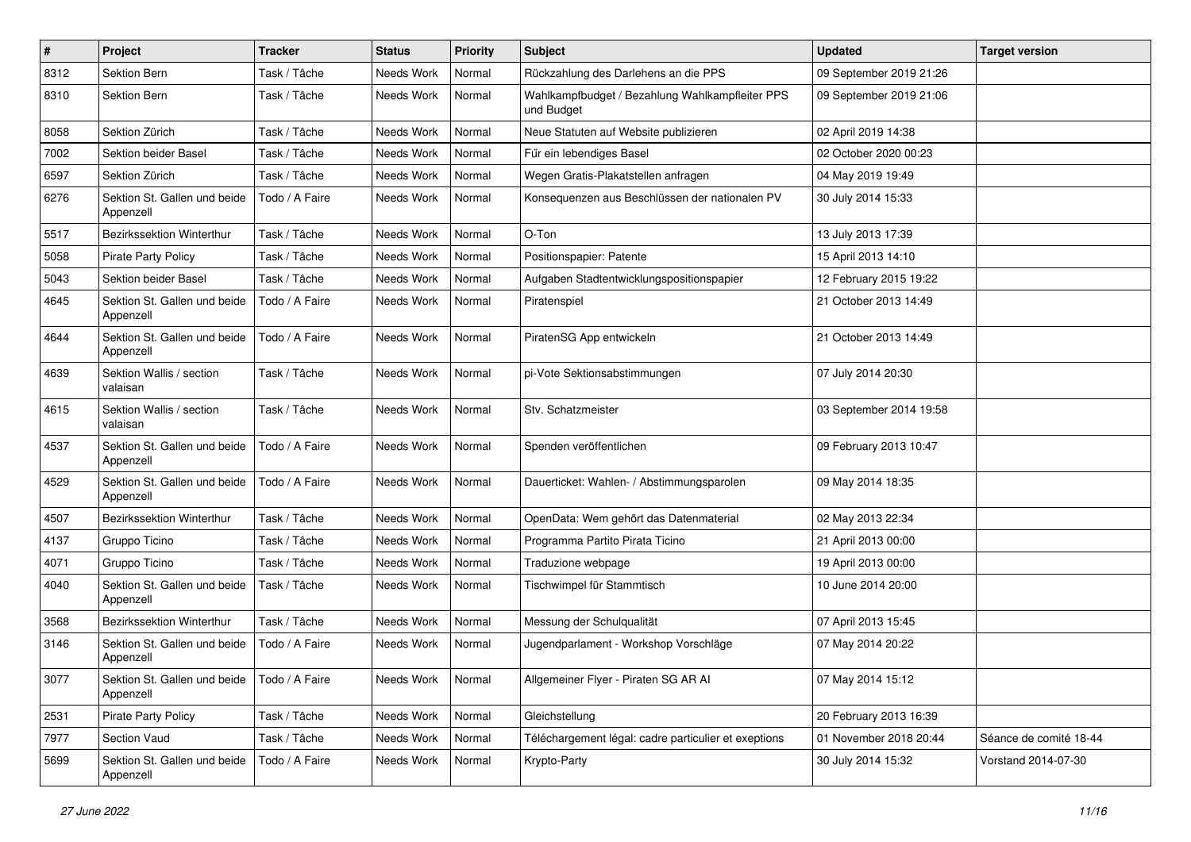| # | Project | Tracker | Status | Priority | Subject | Updated | Target version |
|---|---|---|---|---|---|---|---|
| 8312 | Sektion Bern | Task / Tâche | Needs Work | Normal | Rückzahlung des Darlehens an die PPS | 09 September 2019 21:26 | |
| 8310 | Sektion Bern | Task / Tâche | Needs Work | Normal | Wahlkampfbudget / Bezahlung Wahlkampfleiter PPS und Budget | 09 September 2019 21:06 | |
| 8058 | Sektion Zürich | Task / Tâche | Needs Work | Normal | Neue Statuten auf Website publizieren | 02 April 2019 14:38 | |
| 7002 | Sektion beider Basel | Task / Tâche | Needs Work | Normal | Für ein lebendiges Basel | 02 October 2020 00:23 | |
| 6597 | Sektion Zürich | Task / Tâche | Needs Work | Normal | Wegen Gratis-Plakatstellen anfragen | 04 May 2019 19:49 | |
| 6276 | Sektion St. Gallen und beide Appenzell | Todo / A Faire | Needs Work | Normal | Konsequenzen aus Beschlüssen der nationalen PV | 30 July 2014 15:33 | |
| 5517 | Bezirkssektion Winterthur | Task / Tâche | Needs Work | Normal | O-Ton | 13 July 2013 17:39 | |
| 5058 | Pirate Party Policy | Task / Tâche | Needs Work | Normal | Positionspapier: Patente | 15 April 2013 14:10 | |
| 5043 | Sektion beider Basel | Task / Tâche | Needs Work | Normal | Aufgaben Stadtentwicklungspositionspapier | 12 February 2015 19:22 | |
| 4645 | Sektion St. Gallen und beide Appenzell | Todo / A Faire | Needs Work | Normal | Piratenspiel | 21 October 2013 14:49 | |
| 4644 | Sektion St. Gallen und beide Appenzell | Todo / A Faire | Needs Work | Normal | PiratenSG App entwickeln | 21 October 2013 14:49 | |
| 4639 | Sektion Wallis / section valaisan | Task / Tâche | Needs Work | Normal | pi-Vote Sektionsabstimmungen | 07 July 2014 20:30 | |
| 4615 | Sektion Wallis / section valaisan | Task / Tâche | Needs Work | Normal | Stv. Schatzmeister | 03 September 2014 19:58 | |
| 4537 | Sektion St. Gallen und beide Appenzell | Todo / A Faire | Needs Work | Normal | Spenden veröffentlichen | 09 February 2013 10:47 | |
| 4529 | Sektion St. Gallen und beide Appenzell | Todo / A Faire | Needs Work | Normal | Dauerticket: Wahlen- / Abstimmungsparolen | 09 May 2014 18:35 | |
| 4507 | Bezirkssektion Winterthur | Task / Tâche | Needs Work | Normal | OpenData: Wem gehört das Datenmaterial | 02 May 2013 22:34 | |
| 4137 | Gruppo Ticino | Task / Tâche | Needs Work | Normal | Programma Partito Pirata Ticino | 21 April 2013 00:00 | |
| 4071 | Gruppo Ticino | Task / Tâche | Needs Work | Normal | Traduzione webpage | 19 April 2013 00:00 | |
| 4040 | Sektion St. Gallen und beide Appenzell | Task / Tâche | Needs Work | Normal | Tischwimpel für Stammtisch | 10 June 2014 20:00 | |
| 3568 | Bezirkssektion Winterthur | Task / Tâche | Needs Work | Normal | Messung der Schulqualität | 07 April 2013 15:45 | |
| 3146 | Sektion St. Gallen und beide Appenzell | Todo / A Faire | Needs Work | Normal | Jugendparlament - Workshop Vorschläge | 07 May 2014 20:22 | |
| 3077 | Sektion St. Gallen und beide Appenzell | Todo / A Faire | Needs Work | Normal | Allgemeiner Flyer - Piraten SG AR AI | 07 May 2014 15:12 | |
| 2531 | Pirate Party Policy | Task / Tâche | Needs Work | Normal | Gleichstellung | 20 February 2013 16:39 | |
| 7977 | Section Vaud | Task / Tâche | Needs Work | Normal | Téléchargement légal: cadre particulier et exeptions | 01 November 2018 20:44 | Séance de comité 18-44 |
| 5699 | Sektion St. Gallen und beide Appenzell | Todo / A Faire | Needs Work | Normal | Krypto-Party | 30 July 2014 15:32 | Vorstand 2014-07-30 |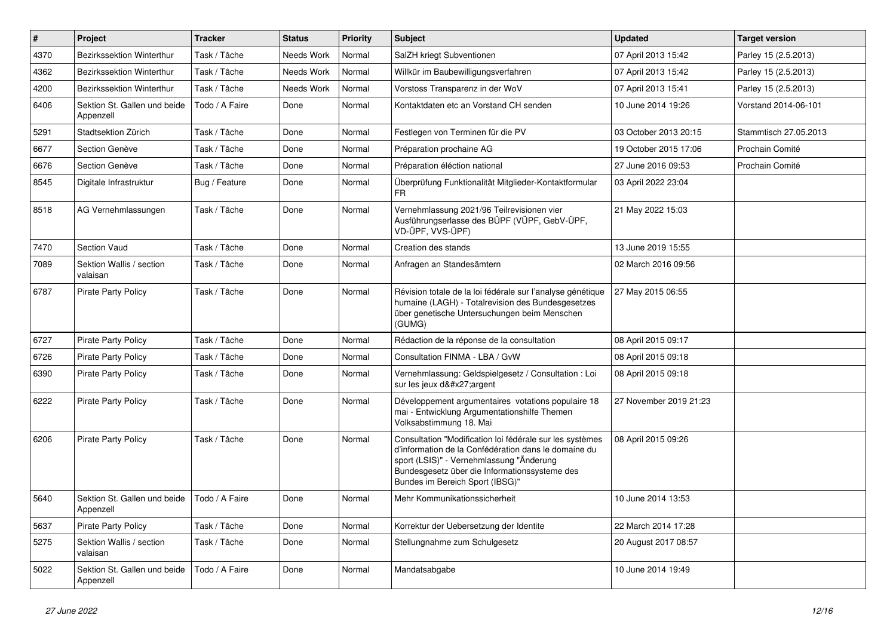| # | Project | Tracker | Status | Priority | Subject | Updated | Target version |
|---|---|---|---|---|---|---|---|
| 4370 | Bezirkssektion Winterthur | Task / Tâche | Needs Work | Normal | SalZH kriegt Subventionen | 07 April 2013 15:42 | Parley 15 (2.5.2013) |
| 4362 | Bezirkssektion Winterthur | Task / Tâche | Needs Work | Normal | Willkür im Baubewilligungsverfahren | 07 April 2013 15:42 | Parley 15 (2.5.2013) |
| 4200 | Bezirkssektion Winterthur | Task / Tâche | Needs Work | Normal | Vorstoss Transparenz in der WoV | 07 April 2013 15:41 | Parley 15 (2.5.2013) |
| 6406 | Sektion St. Gallen und beide Appenzell | Todo / A Faire | Done | Normal | Kontaktdaten etc an Vorstand CH senden | 10 June 2014 19:26 | Vorstand 2014-06-101 |
| 5291 | Stadtsektion Zürich | Task / Tâche | Done | Normal | Festlegen von Terminen für die PV | 03 October 2013 20:15 | Stammtisch 27.05.2013 |
| 6677 | Section Genève | Task / Tâche | Done | Normal | Préparation prochaine AG | 19 October 2015 17:06 | Prochain Comité |
| 6676 | Section Genève | Task / Tâche | Done | Normal | Préparation éléction national | 27 June 2016 09:53 | Prochain Comité |
| 8545 | Digitale Infrastruktur | Bug / Feature | Done | Normal | Überprüfung Funktionalität Mitglieder-Kontaktformular FR | 03 April 2022 23:04 | |
| 8518 | AG Vernehmlassungen | Task / Tâche | Done | Normal | Vernehmlassung 2021/96 Teilrevisionen vier Ausführungserlasse des BÜPF (VÜPF, GebV-ÜPF, VD-ÜPF, VVS-ÜPF) | 21 May 2022 15:03 | |
| 7470 | Section Vaud | Task / Tâche | Done | Normal | Creation des stands | 13 June 2019 15:55 | |
| 7089 | Sektion Wallis / section valaisan | Task / Tâche | Done | Normal | Anfragen an Standesämtern | 02 March 2016 09:56 | |
| 6787 | Pirate Party Policy | Task / Tâche | Done | Normal | Révision totale de la loi fédérale sur l'analyse génétique humaine (LAGH) - Totalrevision des Bundesgesetzes über genetische Untersuchungen beim Menschen (GUMG) | 27 May 2015 06:55 | |
| 6727 | Pirate Party Policy | Task / Tâche | Done | Normal | Rédaction de la réponse de la consultation | 08 April 2015 09:17 | |
| 6726 | Pirate Party Policy | Task / Tâche | Done | Normal | Consultation FINMA - LBA / GvW | 08 April 2015 09:18 | |
| 6390 | Pirate Party Policy | Task / Tâche | Done | Normal | Vernehmlassung: Geldspielgesetz / Consultation : Loi sur les jeux d&#x27;argent | 08 April 2015 09:18 | |
| 6222 | Pirate Party Policy | Task / Tâche | Done | Normal | Développement argumentaires votations populaire 18 mai - Entwicklung Argumentationshilfe Themen Volksabstimmung 18. Mai | 27 November 2019 21:23 | |
| 6206 | Pirate Party Policy | Task / Tâche | Done | Normal | Consultation "Modification loi fédérale sur les systèmes d'information de la Confédération dans le domaine du sport (LSIS)" - Vernehmlassung "Änderung Bundesgesetz über die Informationssysteme des Bundes im Bereich Sport (IBSG)" | 08 April 2015 09:26 | |
| 5640 | Sektion St. Gallen und beide Appenzell | Todo / A Faire | Done | Normal | Mehr Kommunikationssicherheit | 10 June 2014 13:53 | |
| 5637 | Pirate Party Policy | Task / Tâche | Done | Normal | Korrektur der Uebersetzung der Identite | 22 March 2014 17:28 | |
| 5275 | Sektion Wallis / section valaisan | Task / Tâche | Done | Normal | Stellungnahme zum Schulgesetz | 20 August 2017 08:57 | |
| 5022 | Sektion St. Gallen und beide Appenzell | Todo / A Faire | Done | Normal | Mandatsabgabe | 10 June 2014 19:49 | |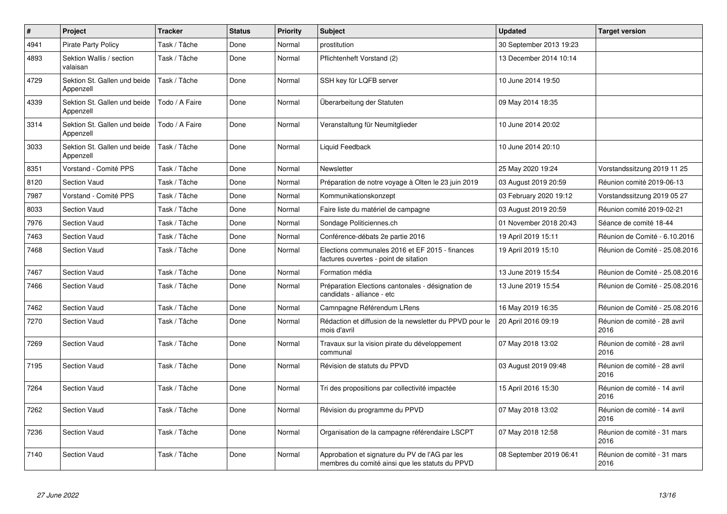| # | Project | Tracker | Status | Priority | Subject | Updated | Target version |
|---|---|---|---|---|---|---|---|
| 4941 | Pirate Party Policy | Task / Tâche | Done | Normal | prostitution | 30 September 2013 19:23 | |
| 4893 | Sektion Wallis / section valaisan | Task / Tâche | Done | Normal | Pflichtenheft Vorstand (2) | 13 December 2014 10:14 | |
| 4729 | Sektion St. Gallen und beide Appenzell | Task / Tâche | Done | Normal | SSH key für LQFB server | 10 June 2014 19:50 | |
| 4339 | Sektion St. Gallen und beide Appenzell | Todo / A Faire | Done | Normal | Überarbeitung der Statuten | 09 May 2014 18:35 | |
| 3314 | Sektion St. Gallen und beide Appenzell | Todo / A Faire | Done | Normal | Veranstaltung für Neumitglieder | 10 June 2014 20:02 | |
| 3033 | Sektion St. Gallen und beide Appenzell | Task / Tâche | Done | Normal | Liquid Feedback | 10 June 2014 20:10 | |
| 8351 | Vorstand - Comité PPS | Task / Tâche | Done | Normal | Newsletter | 25 May 2020 19:24 | Vorstandssitzung 2019 11 25 |
| 8120 | Section Vaud | Task / Tâche | Done | Normal | Préparation de notre voyage à Olten le 23 juin 2019 | 03 August 2019 20:59 | Réunion comité 2019-06-13 |
| 7987 | Vorstand - Comité PPS | Task / Tâche | Done | Normal | Kommunikationskonzept | 03 February 2020 19:12 | Vorstandssitzung 2019 05 27 |
| 8033 | Section Vaud | Task / Tâche | Done | Normal | Faire liste du matériel de campagne | 03 August 2019 20:59 | Réunion comité 2019-02-21 |
| 7976 | Section Vaud | Task / Tâche | Done | Normal | Sondage Politiciennes.ch | 01 November 2018 20:43 | Séance de comité 18-44 |
| 7463 | Section Vaud | Task / Tâche | Done | Normal | Conférence-débats 2e partie 2016 | 19 April 2019 15:11 | Réunion de Comité - 6.10.2016 |
| 7468 | Section Vaud | Task / Tâche | Done | Normal | Elections communales 2016 et EF 2015 - finances factures ouvertes - point de sitation | 19 April 2019 15:10 | Réunion de Comité - 25.08.2016 |
| 7467 | Section Vaud | Task / Tâche | Done | Normal | Formation média | 13 June 2019 15:54 | Réunion de Comité - 25.08.2016 |
| 7466 | Section Vaud | Task / Tâche | Done | Normal | Préparation Elections cantonales - désignation de candidats - alliance - etc | 13 June 2019 15:54 | Réunion de Comité - 25.08.2016 |
| 7462 | Section Vaud | Task / Tâche | Done | Normal | Camnpagne Référendum LRens | 16 May 2019 16:35 | Réunion de Comité - 25.08.2016 |
| 7270 | Section Vaud | Task / Tâche | Done | Normal | Rédaction et diffusion de la newsletter du PPVD pour le mois d'avril | 20 April 2016 09:19 | Réunion de comité - 28 avril 2016 |
| 7269 | Section Vaud | Task / Tâche | Done | Normal | Travaux sur la vision pirate du développement communal | 07 May 2018 13:02 | Réunion de comité - 28 avril 2016 |
| 7195 | Section Vaud | Task / Tâche | Done | Normal | Révision de statuts du PPVD | 03 August 2019 09:48 | Réunion de comité - 28 avril 2016 |
| 7264 | Section Vaud | Task / Tâche | Done | Normal | Tri des propositions par collectivité impactée | 15 April 2016 15:30 | Réunion de comité - 14 avril 2016 |
| 7262 | Section Vaud | Task / Tâche | Done | Normal | Révision du programme du PPVD | 07 May 2018 13:02 | Réunion de comité - 14 avril 2016 |
| 7236 | Section Vaud | Task / Tâche | Done | Normal | Organisation de la campagne référendaire LSCPT | 07 May 2018 12:58 | Réunion de comité - 31 mars 2016 |
| 7140 | Section Vaud | Task / Tâche | Done | Normal | Approbation et signature du PV de l'AG par les membres du comité ainsi que les statuts du PPVD | 08 September 2019 06:41 | Réunion de comité - 31 mars 2016 |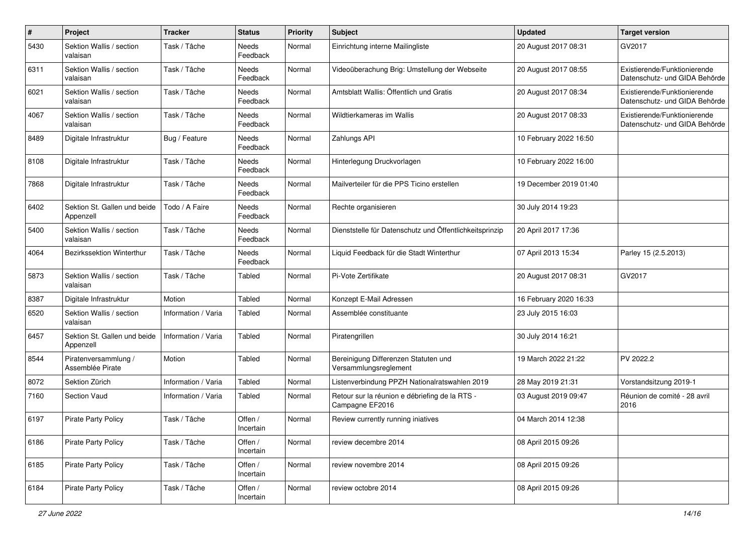| # | Project | Tracker | Status | Priority | Subject | Updated | Target version |
|---|---|---|---|---|---|---|---|
| 5430 | Sektion Wallis / section valaisan | Task / Tâche | Needs Feedback | Normal | Einrichtung interne Mailingliste | 20 August 2017 08:31 | GV2017 |
| 6311 | Sektion Wallis / section valaisan | Task / Tâche | Needs Feedback | Normal | Videoüberachung Brig: Umstellung der Webseite | 20 August 2017 08:55 | Existierende/Funktionierende Datenschutz- und GIDA Behörde |
| 6021 | Sektion Wallis / section valaisan | Task / Tâche | Needs Feedback | Normal | Amtsblatt Wallis: Öffentlich und Gratis | 20 August 2017 08:34 | Existierende/Funktionierende Datenschutz- und GIDA Behörde |
| 4067 | Sektion Wallis / section valaisan | Task / Tâche | Needs Feedback | Normal | Wildtierkameras im Wallis | 20 August 2017 08:33 | Existierende/Funktionierende Datenschutz- und GIDA Behörde |
| 8489 | Digitale Infrastruktur | Bug / Feature | Needs Feedback | Normal | Zahlungs API | 10 February 2022 16:50 | |
| 8108 | Digitale Infrastruktur | Task / Tâche | Needs Feedback | Normal | Hinterlegung Druckvorlagen | 10 February 2022 16:00 | |
| 7868 | Digitale Infrastruktur | Task / Tâche | Needs Feedback | Normal | Mailverteiler für die PPS Ticino erstellen | 19 December 2019 01:40 | |
| 6402 | Sektion St. Gallen und beide Appenzell | Todo / A Faire | Needs Feedback | Normal | Rechte organisieren | 30 July 2014 19:23 | |
| 5400 | Sektion Wallis / section valaisan | Task / Tâche | Needs Feedback | Normal | Dienststelle für Datenschutz und Öffentlichkeitsprinzip | 20 April 2017 17:36 | |
| 4064 | Bezirkssektion Winterthur | Task / Tâche | Needs Feedback | Normal | Liquid Feedback für die Stadt Winterthur | 07 April 2013 15:34 | Parley 15 (2.5.2013) |
| 5873 | Sektion Wallis / section valaisan | Task / Tâche | Tabled | Normal | Pi-Vote Zertifikate | 20 August 2017 08:31 | GV2017 |
| 8387 | Digitale Infrastruktur | Motion | Tabled | Normal | Konzept E-Mail Adressen | 16 February 2020 16:33 | |
| 6520 | Sektion Wallis / section valaisan | Information / Varia | Tabled | Normal | Assemblée constituante | 23 July 2015 16:03 | |
| 6457 | Sektion St. Gallen und beide Appenzell | Information / Varia | Tabled | Normal | Piratengrillen | 30 July 2014 16:21 | |
| 8544 | Piratenversammlung / Assemblée Pirate | Motion | Tabled | Normal | Bereinigung Differenzen Statuten und Versammlungsreglement | 19 March 2022 21:22 | PV 2022.2 |
| 8072 | Sektion Zürich | Information / Varia | Tabled | Normal | Listenverbindung PPZH Nationalratswahlen 2019 | 28 May 2019 21:31 | Vorstandsitzung 2019-1 |
| 7160 | Section Vaud | Information / Varia | Tabled | Normal | Retour sur la réunion e débriefing de la RTS - Campagne EF2016 | 03 August 2019 09:47 | Réunion de comité - 28 avril 2016 |
| 6197 | Pirate Party Policy | Task / Tâche | Offen / Incertain | Normal | Review currently running iniatives | 04 March 2014 12:38 | |
| 6186 | Pirate Party Policy | Task / Tâche | Offen / Incertain | Normal | review decembre 2014 | 08 April 2015 09:26 | |
| 6185 | Pirate Party Policy | Task / Tâche | Offen / Incertain | Normal | review novembre 2014 | 08 April 2015 09:26 | |
| 6184 | Pirate Party Policy | Task / Tâche | Offen / Incertain | Normal | review octobre 2014 | 08 April 2015 09:26 | |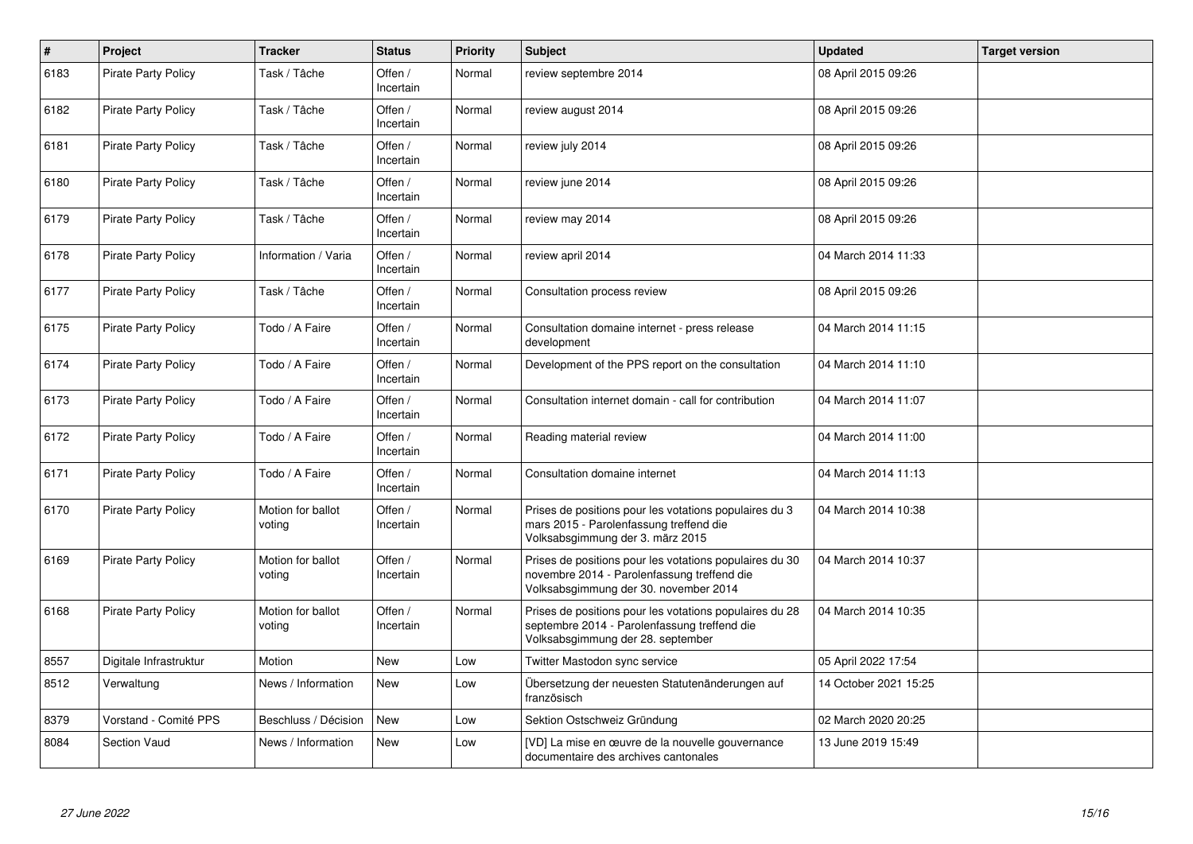| # | Project | Tracker | Status | Priority | Subject | Updated | Target version |
|---|---|---|---|---|---|---|---|
| 6183 | Pirate Party Policy | Task / Tâche | Offen / Incertain | Normal | review septembre 2014 | 08 April 2015 09:26 | |
| 6182 | Pirate Party Policy | Task / Tâche | Offen / Incertain | Normal | review august 2014 | 08 April 2015 09:26 | |
| 6181 | Pirate Party Policy | Task / Tâche | Offen / Incertain | Normal | review july 2014 | 08 April 2015 09:26 | |
| 6180 | Pirate Party Policy | Task / Tâche | Offen / Incertain | Normal | review june 2014 | 08 April 2015 09:26 | |
| 6179 | Pirate Party Policy | Task / Tâche | Offen / Incertain | Normal | review may 2014 | 08 April 2015 09:26 | |
| 6178 | Pirate Party Policy | Information / Varia | Offen / Incertain | Normal | review april 2014 | 04 March 2014 11:33 | |
| 6177 | Pirate Party Policy | Task / Tâche | Offen / Incertain | Normal | Consultation process review | 08 April 2015 09:26 | |
| 6175 | Pirate Party Policy | Todo / A Faire | Offen / Incertain | Normal | Consultation domaine internet - press release development | 04 March 2014 11:15 | |
| 6174 | Pirate Party Policy | Todo / A Faire | Offen / Incertain | Normal | Development of the PPS report on the consultation | 04 March 2014 11:10 | |
| 6173 | Pirate Party Policy | Todo / A Faire | Offen / Incertain | Normal | Consultation internet domain - call for contribution | 04 March 2014 11:07 | |
| 6172 | Pirate Party Policy | Todo / A Faire | Offen / Incertain | Normal | Reading material review | 04 March 2014 11:00 | |
| 6171 | Pirate Party Policy | Todo / A Faire | Offen / Incertain | Normal | Consultation domaine internet | 04 March 2014 11:13 | |
| 6170 | Pirate Party Policy | Motion for ballot voting | Offen / Incertain | Normal | Prises de positions pour les votations populaires du 3 mars 2015 - Parolenfassung treffend die Volksabsgimmung der 3. märz 2015 | 04 March 2014 10:38 | |
| 6169 | Pirate Party Policy | Motion for ballot voting | Offen / Incertain | Normal | Prises de positions pour les votations populaires du 30 novembre 2014 - Parolenfassung treffend die Volksabsgimmung der 30. november 2014 | 04 March 2014 10:37 | |
| 6168 | Pirate Party Policy | Motion for ballot voting | Offen / Incertain | Normal | Prises de positions pour les votations populaires du 28 septembre 2014 - Parolenfassung treffend die Volksabsgimmung der 28. september | 04 March 2014 10:35 | |
| 8557 | Digitale Infrastruktur | Motion | New | Low | Twitter Mastodon sync service | 05 April 2022 17:54 | |
| 8512 | Verwaltung | News / Information | New | Low | Übersetzung der neuesten Statutenänderungen auf französisch | 14 October 2021 15:25 | |
| 8379 | Vorstand - Comité PPS | Beschluss / Décision | New | Low | Sektion Ostschweiz Gründung | 02 March 2020 20:25 | |
| 8084 | Section Vaud | News / Information | New | Low | [VD] La mise en œuvre de la nouvelle gouvernance documentaire des archives cantonales | 13 June 2019 15:49 | |

*27 June 2022*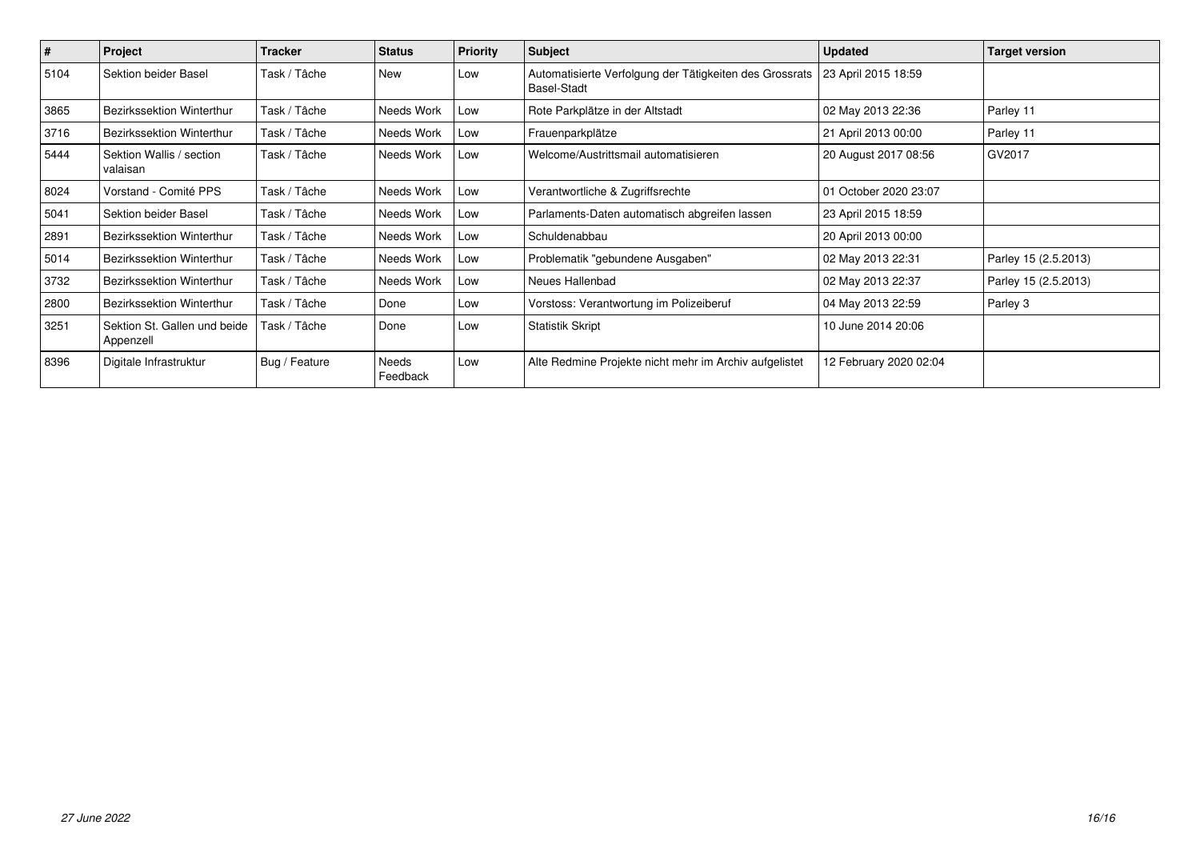| # | Project | Tracker | Status | Priority | Subject | Updated | Target version |
|---|---|---|---|---|---|---|---|
| 5104 | Sektion beider Basel | Task / Tâche | New | Low | Automatisierte Verfolgung der Tätigkeiten des Grossrats Basel-Stadt | 23 April 2015 18:59 | |
| 3865 | Bezirkssektion Winterthur | Task / Tâche | Needs Work | Low | Rote Parkplätze in der Altstadt | 02 May 2013 22:36 | Parley 11 |
| 3716 | Bezirkssektion Winterthur | Task / Tâche | Needs Work | Low | Frauenparkplätze | 21 April 2013 00:00 | Parley 11 |
| 5444 | Sektion Wallis / section valaisan | Task / Tâche | Needs Work | Low | Welcome/Austrittsmail automatisieren | 20 August 2017 08:56 | GV2017 |
| 8024 | Vorstand - Comité PPS | Task / Tâche | Needs Work | Low | Verantwortliche & Zugriffsrechte | 01 October 2020 23:07 | |
| 5041 | Sektion beider Basel | Task / Tâche | Needs Work | Low | Parlaments-Daten automatisch abgreifen lassen | 23 April 2015 18:59 | |
| 2891 | Bezirkssektion Winterthur | Task / Tâche | Needs Work | Low | Schuldenabbau | 20 April 2013 00:00 | |
| 5014 | Bezirkssektion Winterthur | Task / Tâche | Needs Work | Low | Problematik "gebundene Ausgaben" | 02 May 2013 22:31 | Parley 15 (2.5.2013) |
| 3732 | Bezirkssektion Winterthur | Task / Tâche | Needs Work | Low | Neues Hallenbad | 02 May 2013 22:37 | Parley 15 (2.5.2013) |
| 2800 | Bezirkssektion Winterthur | Task / Tâche | Done | Low | Vorstoss: Verantwortung im Polizeiberuf | 04 May 2013 22:59 | Parley 3 |
| 3251 | Sektion St. Gallen und beide Appenzell | Task / Tâche | Done | Low | Statistik Skript | 10 June 2014 20:06 | |
| 8396 | Digitale Infrastruktur | Bug / Feature | Needs Feedback | Low | Alte Redmine Projekte nicht mehr im Archiv aufgelistet | 12 February 2020 02:04 | |

*27 June 2022*